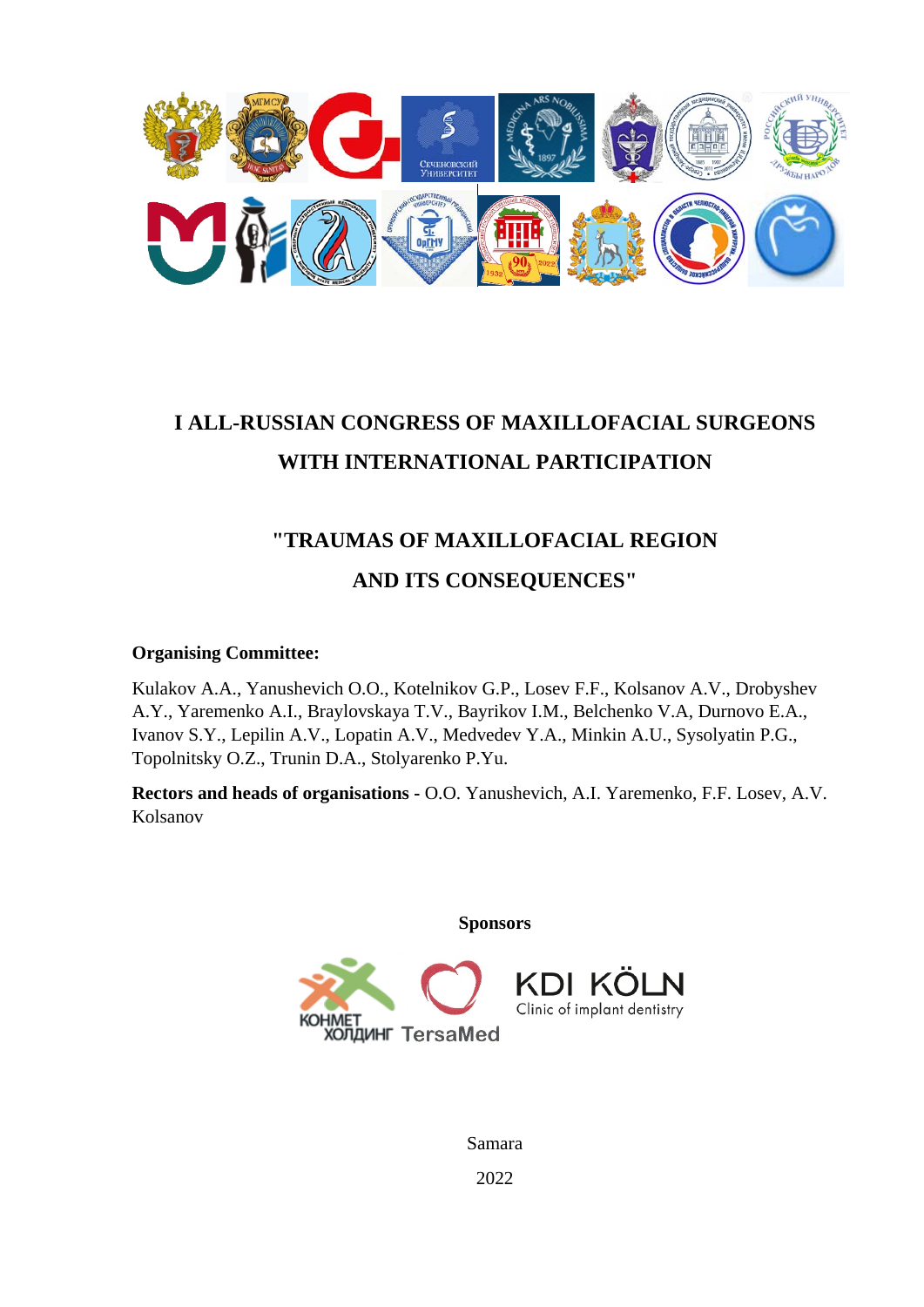# I ALL-RUSSIAN CONGRESS OF MAXILLOFACIAL SURGEONS WITH INTERNATIONAL PARTICIPATION

## "TRAUMAS OF MAXILLOFACIAL REGION AND ITS CONSEQUENCES"

**Organising Committee:**

Kulakov A.A., Yanushevich O.O., Kotelnikov G.P., Losev F.F., Kolsanov A.V., Drobyshev A.Y., Yaremenko A.I., Braylovskaya T.V., Bayrikov I.M., Belchenko V.A, Durnovo E.A., Ivanov S.Y., Lepilin A.V., Lopatin A.V., Medvedev Y.A., Minkin A.U., Sysolyatin P.G., Topolnitsky O.Z., Trunin D.A., Stolyarenko P.Yu.

**Rectors and heads of organisations** - O.O. Yanushevich, A.I. Yaremenko, F.F. Losev, A.V. Kolsanov

**Sponsors**

КОНМЕТ ХОЛДИНГ TersaMed KDI KÖLN Clinic of implant dentistry

Samara

2022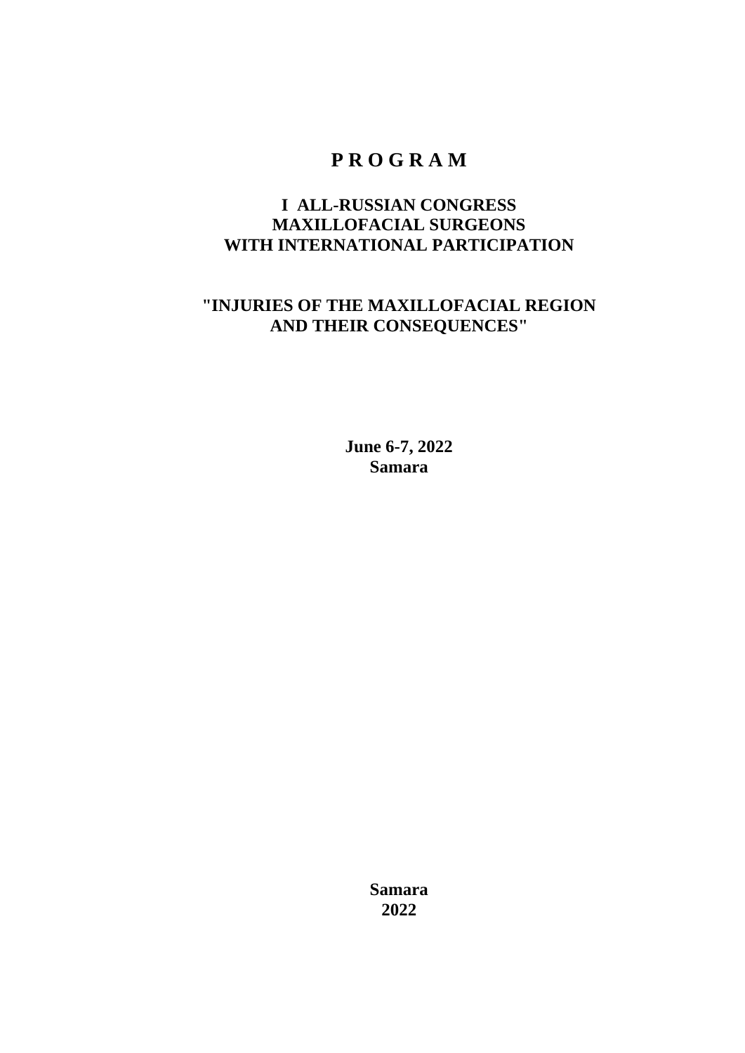# P R O G R A M

## I ALL-RUSSIAN CONGRESS MAXILLOFACIAL SURGEONS WITH INTERNATIONAL PARTICIPATION

## "INJURIES OF THE MAXILLOFACIAL REGION AND THEIR CONSEQUENCES"

**June 6-7, 2022**
**Samara**

**Samara**
**2022**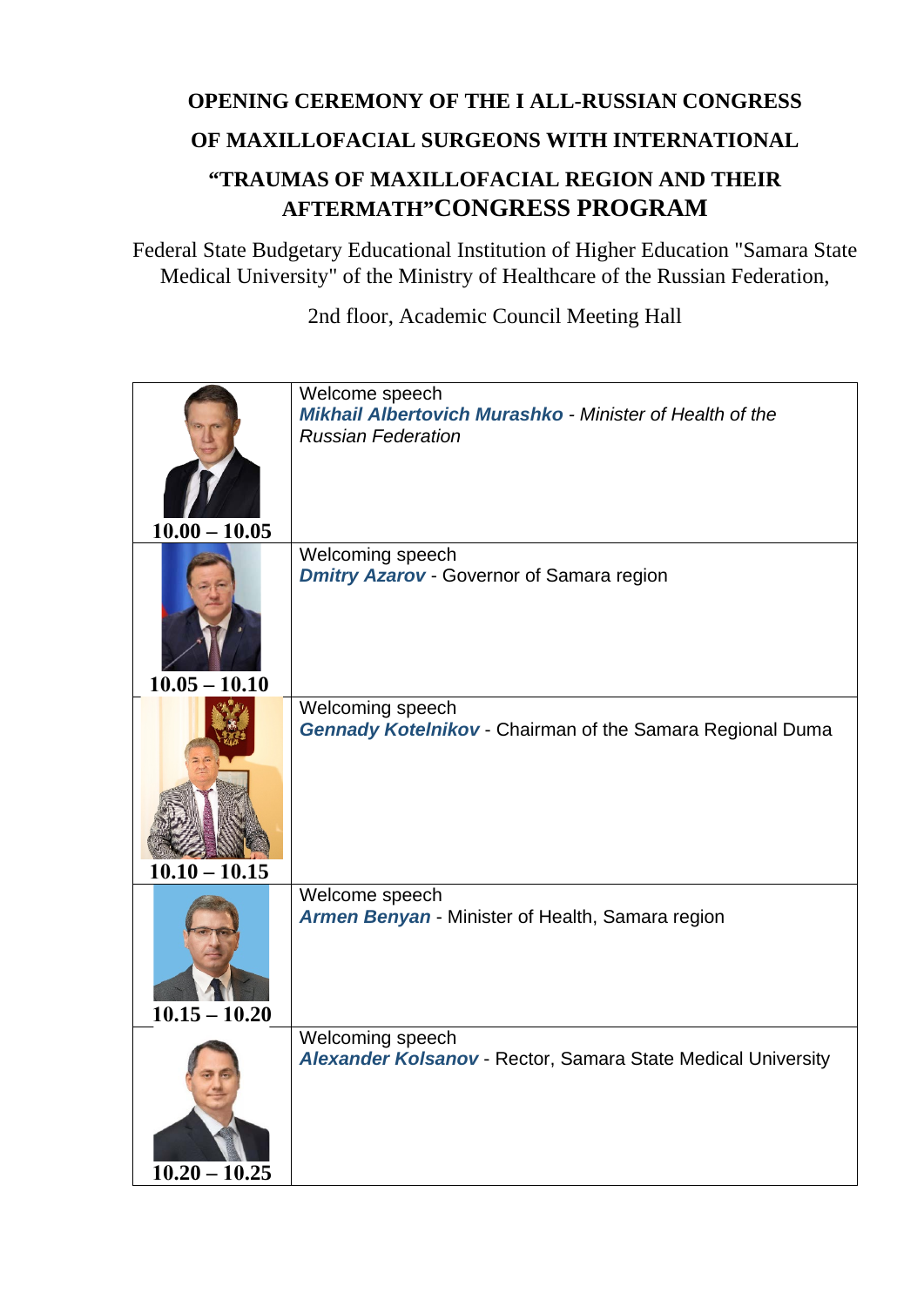# OPENING CEREMONY OF THE I ALL-RUSSIAN CONGRESS OF MAXILLOFACIAL SURGEONS WITH INTERNATIONAL "TRAUMAS OF MAXILLOFACIAL REGION AND THEIR AFTERMATH"CONGRESS PROGRAM

Federal State Budgetary Educational Institution of Higher Education "Samara State Medical University" of the Ministry of Healthcare of the Russian Federation,

2nd floor, Academic Council Meeting Hall

| | |
|---|---|
| **10.00 – 10.05** | Welcome speech<br>***Mikhail Albertovich Murashko*** - *Minister of Health of the Russian Federation* |
| **10.05 – 10.10** | Welcoming speech<br>***Dmitry Azarov*** - Governor of Samara region |
| **10.10 – 10.15** | Welcoming speech<br>***Gennady Kotelnikov*** - Chairman of the Samara Regional Duma |
| **10.15 – 10.20** | Welcome speech<br>***Armen Benyan*** - Minister of Health, Samara region |
| **10.20 – 10.25** | Welcoming speech<br>***Alexander Kolsanov*** - Rector, Samara State Medical University |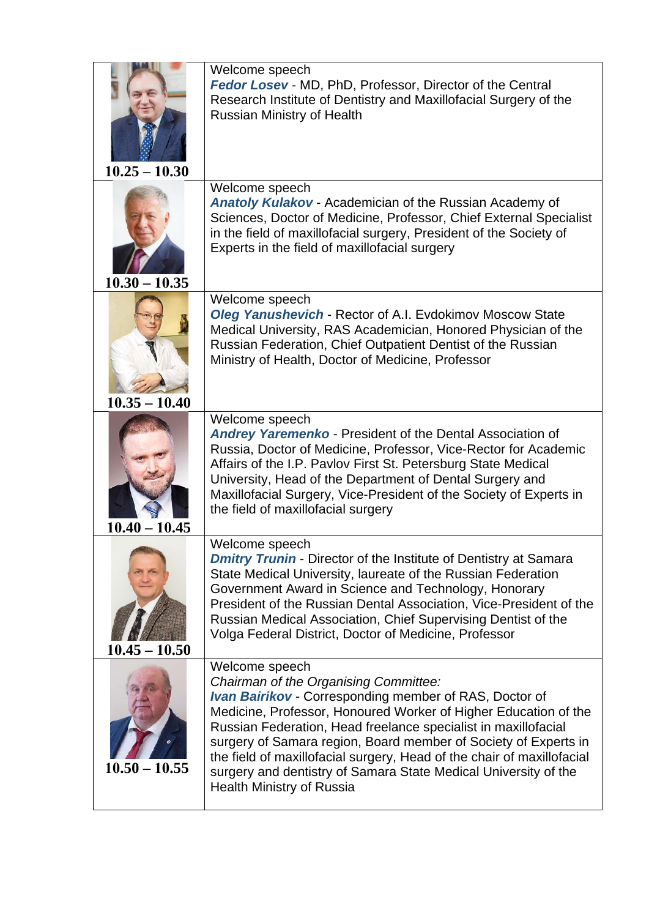| | |
|---|---|
| 10.25 – 10.30 | Welcome speech<br>***Fedor Losev*** - MD, PhD, Professor, Director of the Central Research Institute of Dentistry and Maxillofacial Surgery of the Russian Ministry of Health |
| 10.30 – 10.35 | Welcome speech<br>***Anatoly Kulakov*** - Academician of the Russian Academy of Sciences, Doctor of Medicine, Professor, Chief External Specialist in the field of maxillofacial surgery, President of the Society of Experts in the field of maxillofacial surgery |
| 10.35 – 10.40 | Welcome speech<br>***Oleg Yanushevich*** - Rector of A.I. Evdokimov Moscow State Medical University, RAS Academician, Honored Physician of the Russian Federation, Chief Outpatient Dentist of the Russian Ministry of Health, Doctor of Medicine, Professor |
| 10.40 – 10.45 | Welcome speech<br>***Andrey Yaremenko*** - President of the Dental Association of Russia, Doctor of Medicine, Professor, Vice-Rector for Academic Affairs of the I.P. Pavlov First St. Petersburg State Medical University, Head of the Department of Dental Surgery and Maxillofacial Surgery, Vice-President of the Society of Experts in the field of maxillofacial surgery |
| 10.45 – 10.50 | Welcome speech<br>***Dmitry Trunin*** - Director of the Institute of Dentistry at Samara State Medical University, laureate of the Russian Federation Government Award in Science and Technology, Honorary President of the Russian Dental Association, Vice-President of the Russian Medical Association, Chief Supervising Dentist of the Volga Federal District, Doctor of Medicine, Professor |
| 10.50 – 10.55 | Welcome speech<br>*Chairman of the Organising Committee:*<br>***Ivan Bairikov*** - Corresponding member of RAS, Doctor of Medicine, Professor, Honoured Worker of Higher Education of the Russian Federation, Head freelance specialist in maxillofacial surgery of Samara region, Board member of Society of Experts in the field of maxillofacial surgery, Head of the chair of maxillofacial surgery and dentistry of Samara State Medical University of the Health Ministry of Russia |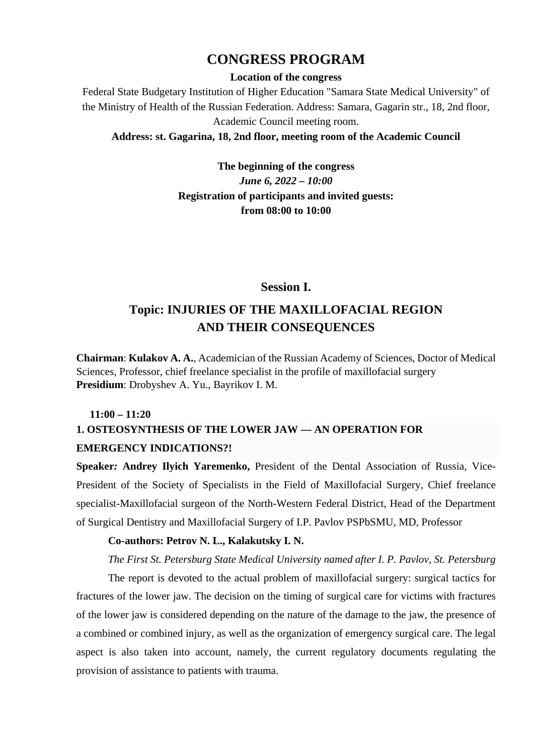# CONGRESS PROGRAM

**Location of the congress**

Federal State Budgetary Institution of Higher Education "Samara State Medical University" of the Ministry of Health of the Russian Federation. Address: Samara, Gagarin str., 18, 2nd floor, Academic Council meeting room.

**Address: st. Gagarina, 18, 2nd floor, meeting room of the Academic Council**

**The beginning of the congress**

***June 6, 2022 – 10:00***

**Registration of participants and invited guests:**

**from 08:00 to 10:00**

## Session I.

## Topic: INJURIES OF THE MAXILLOFACIAL REGION AND THEIR CONSEQUENCES

**Chairman**: **Kulakov A. A.**, Academician of the Russian Academy of Sciences, Doctor of Medical Sciences, Professor, chief freelance specialist in the profile of maxillofacial surgery
**Presidium**: Drobyshev A. Yu., Bayrikov I. M.

**11:00 – 11:20**

**1. OSTEOSYNTHESIS OF THE LOWER JAW — AN OPERATION FOR EMERGENCY INDICATIONS?!**

**Speaker*:* Andrey Ilyich Yaremenko,** President of the Dental Association of Russia, Vice-President of the Society of Specialists in the Field of Maxillofacial Surgery, Chief freelance specialist-Maxillofacial surgeon of the North-Western Federal District, Head of the Department of Surgical Dentistry and Maxillofacial Surgery of I.P. Pavlov PSPbSMU, MD, Professor

**Co-authors: Petrov N. L., Kalakutsky I. N.**

*The First St. Petersburg State Medical University named after I. P. Pavlov, St. Petersburg*

The report is devoted to the actual problem of maxillofacial surgery: surgical tactics for fractures of the lower jaw. The decision on the timing of surgical care for victims with fractures of the lower jaw is considered depending on the nature of the damage to the jaw, the presence of a combined or combined injury, as well as the organization of emergency surgical care. The legal aspect is also taken into account, namely, the current regulatory documents regulating the provision of assistance to patients with trauma.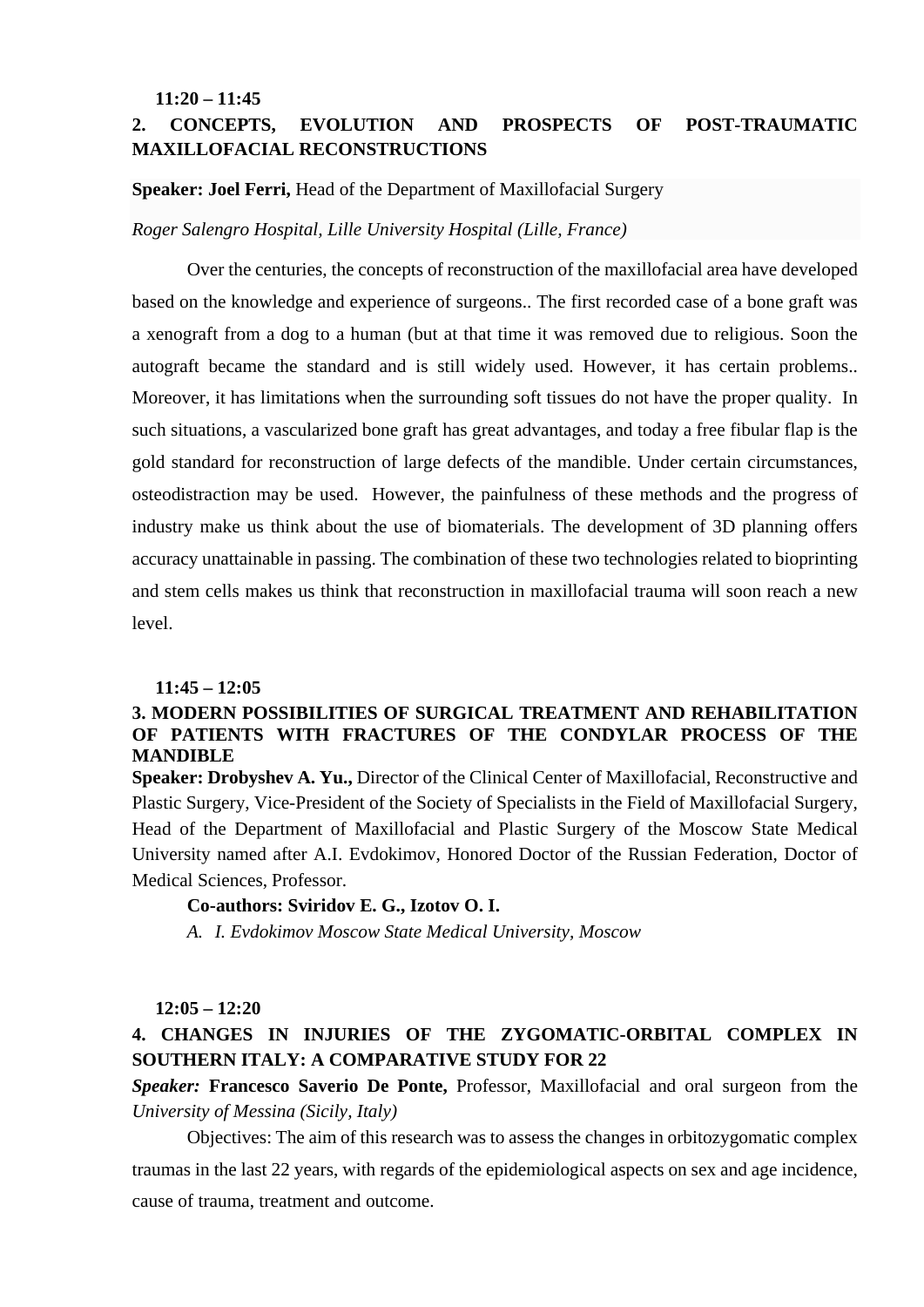**11:20 – 11:45**

## 2. CONCEPTS, EVOLUTION AND PROSPECTS OF POST-TRAUMATIC MAXILLOFACIAL RECONSTRUCTIONS

**Speaker: Joel Ferri,** Head of the Department of Maxillofacial Surgery

*Roger Salengro Hospital, Lille University Hospital (Lille, France)*

Over the centuries, the concepts of reconstruction of the maxillofacial area have developed based on the knowledge and experience of surgeons.. The first recorded case of a bone graft was a xenograft from a dog to a human (but at that time it was removed due to religious. Soon the autograft became the standard and is still widely used. However, it has certain problems.. Moreover, it has limitations when the surrounding soft tissues do not have the proper quality. In such situations, a vascularized bone graft has great advantages, and today a free fibular flap is the gold standard for reconstruction of large defects of the mandible. Under certain circumstances, osteodistraction may be used. However, the painfulness of these methods and the progress of industry make us think about the use of biomaterials. The development of 3D planning offers accuracy unattainable in passing. The combination of these two technologies related to bioprinting and stem cells makes us think that reconstruction in maxillofacial trauma will soon reach a new level.

**11:45 – 12:05**

## 3. MODERN POSSIBILITIES OF SURGICAL TREATMENT AND REHABILITATION OF PATIENTS WITH FRACTURES OF THE CONDYLAR PROCESS OF THE MANDIBLE

**Speaker: Drobyshev A. Yu.,** Director of the Clinical Center of Maxillofacial, Reconstructive and Plastic Surgery, Vice-President of the Society of Specialists in the Field of Maxillofacial Surgery, Head of the Department of Maxillofacial and Plastic Surgery of the Moscow State Medical University named after A.I. Evdokimov, Honored Doctor of the Russian Federation, Doctor of Medical Sciences, Professor.

**Co-authors: Sviridov E. G., Izotov O. I.**

*A. I. Evdokimov Moscow State Medical University, Moscow*

**12:05 – 12:20**

## 4. CHANGES IN INJURIES OF THE ZYGOMATIC-ORBITAL COMPLEX IN SOUTHERN ITALY: A COMPARATIVE STUDY FOR 22

***Speaker:* Francesco Saverio De Ponte,** Professor, Maxillofacial and oral surgeon from the *University of Messina (Sicily, Italy)*

Objectives: The aim of this research was to assess the changes in orbitozygomatic complex traumas in the last 22 years, with regards of the epidemiological aspects on sex and age incidence, cause of trauma, treatment and outcome.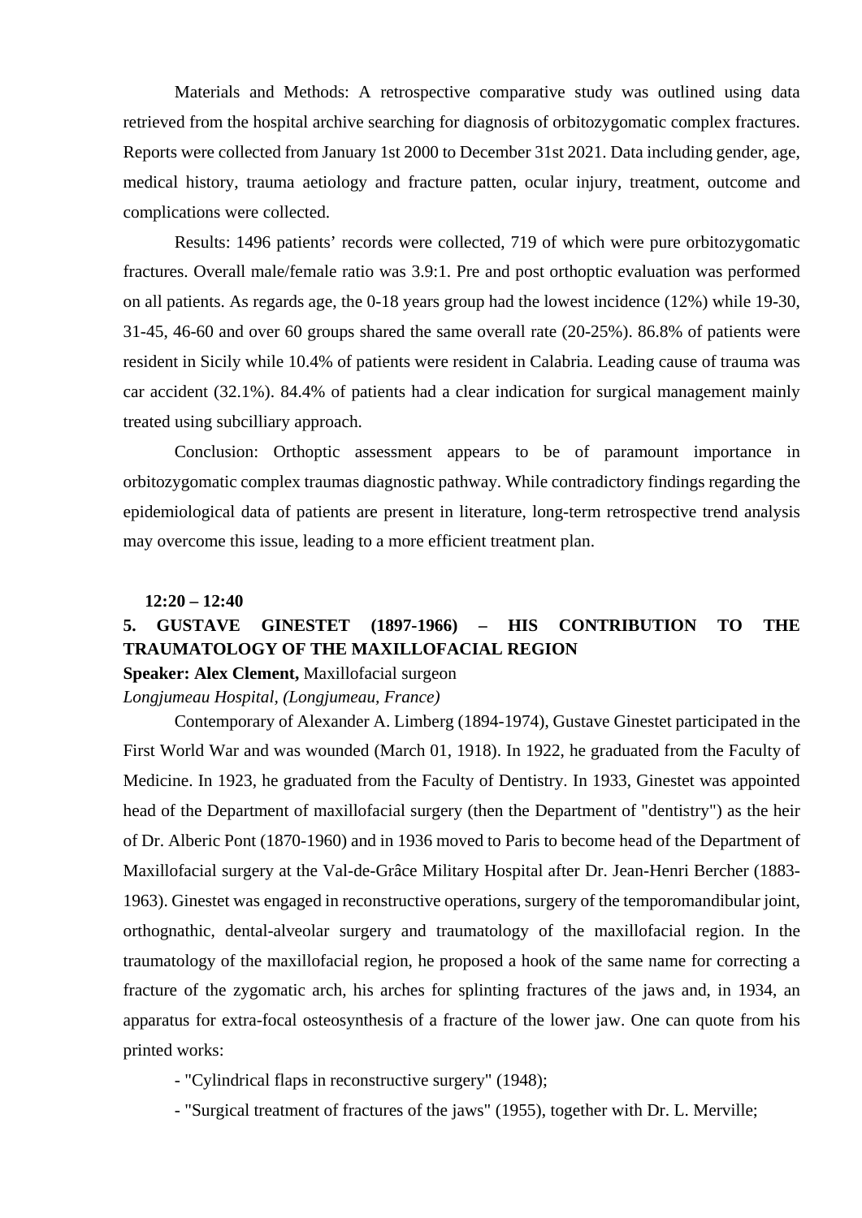Materials and Methods: A retrospective comparative study was outlined using data retrieved from the hospital archive searching for diagnosis of orbitozygomatic complex fractures. Reports were collected from January 1st 2000 to December 31st 2021. Data including gender, age, medical history, trauma aetiology and fracture patten, ocular injury, treatment, outcome and complications were collected.

Results: 1496 patients' records were collected, 719 of which were pure orbitozygomatic fractures. Overall male/female ratio was 3.9:1. Pre and post orthoptic evaluation was performed on all patients. As regards age, the 0-18 years group had the lowest incidence (12%) while 19-30, 31-45, 46-60 and over 60 groups shared the same overall rate (20-25%). 86.8% of patients were resident in Sicily while 10.4% of patients were resident in Calabria. Leading cause of trauma was car accident (32.1%). 84.4% of patients had a clear indication for surgical management mainly treated using subcilliary approach.

Conclusion: Orthoptic assessment appears to be of paramount importance in orbitozygomatic complex traumas diagnostic pathway. While contradictory findings regarding the epidemiological data of patients are present in literature, long-term retrospective trend analysis may overcome this issue, leading to a more efficient treatment plan.

**12:20 – 12:40**

**5. GUSTAVE GINESTET (1897-1966) – HIS CONTRIBUTION TO THE TRAUMATOLOGY OF THE MAXILLOFACIAL REGION**

**Speaker: Alex Clement,** Maxillofacial surgeon

*Longjumeau Hospital, (Longjumeau, France)*

Contemporary of Alexander A. Limberg (1894-1974), Gustave Ginestet participated in the First World War and was wounded (March 01, 1918). In 1922, he graduated from the Faculty of Medicine. In 1923, he graduated from the Faculty of Dentistry. In 1933, Ginestet was appointed head of the Department of maxillofacial surgery (then the Department of "dentistry") as the heir of Dr. Alberic Pont (1870-1960) and in 1936 moved to Paris to become head of the Department of Maxillofacial surgery at the Val-de-Grâce Military Hospital after Dr. Jean-Henri Bercher (1883-1963). Ginestet was engaged in reconstructive operations, surgery of the temporomandibular joint, orthognathic, dental-alveolar surgery and traumatology of the maxillofacial region. In the traumatology of the maxillofacial region, he proposed a hook of the same name for correcting a fracture of the zygomatic arch, his arches for splinting fractures of the jaws and, in 1934, an apparatus for extra-focal osteosynthesis of a fracture of the lower jaw. One can quote from his printed works:

- "Cylindrical flaps in reconstructive surgery" (1948);
- "Surgical treatment of fractures of the jaws" (1955), together with Dr. L. Merville;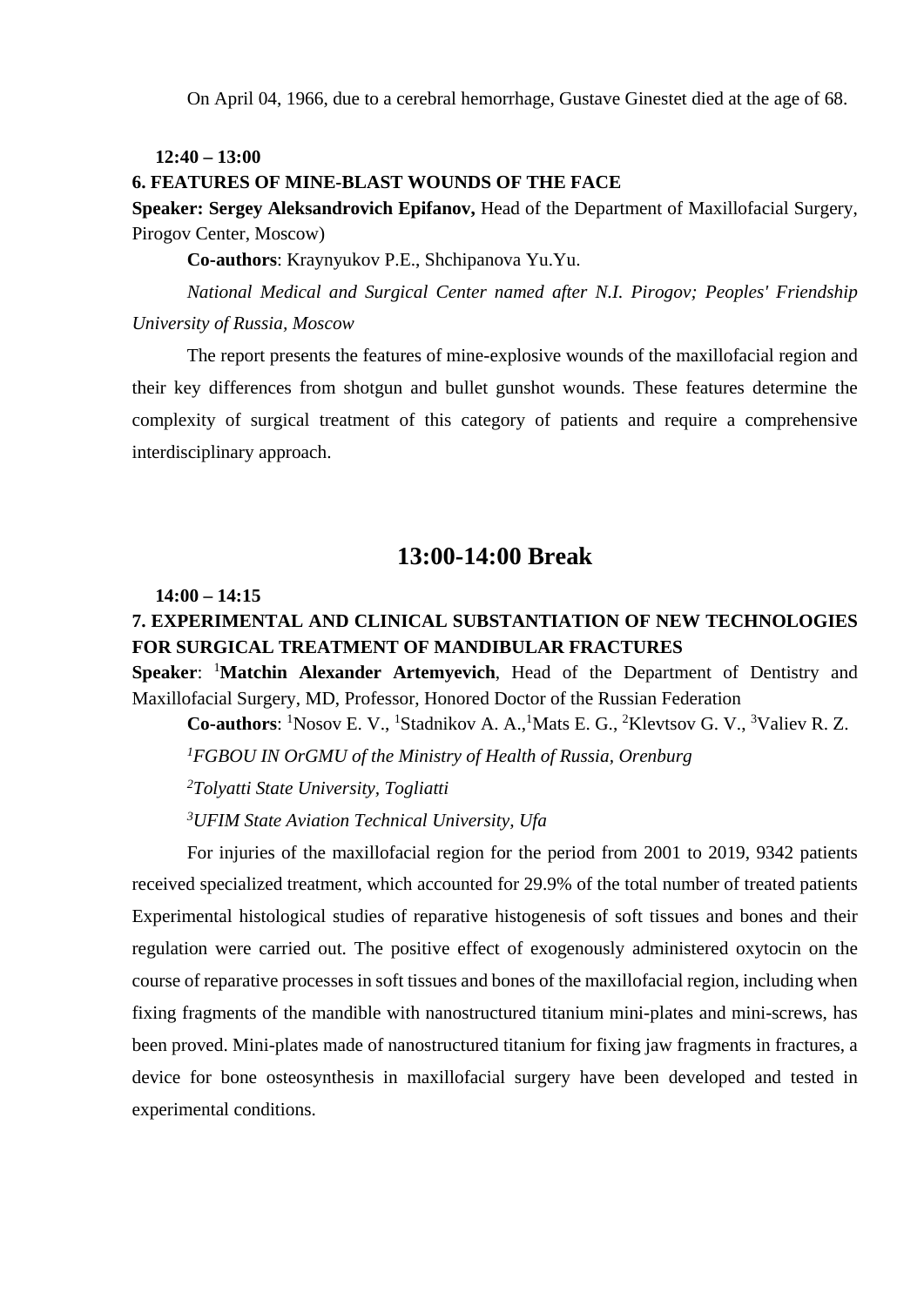On April 04, 1966, due to a cerebral hemorrhage, Gustave Ginestet died at the age of 68.

**12:40 – 13:00**

**6. FEATURES OF MINE-BLAST WOUNDS OF THE FACE**

**Speaker: Sergey Aleksandrovich Epifanov,** Head of the Department of Maxillofacial Surgery, Pirogov Center, Moscow)

**Co-authors**: Kraynyukov P.E., Shchipanova Yu.Yu.

*National Medical and Surgical Center named after N.I. Pirogov; Peoples' Friendship University of Russia, Moscow*

The report presents the features of mine-explosive wounds of the maxillofacial region and their key differences from shotgun and bullet gunshot wounds. These features determine the complexity of surgical treatment of this category of patients and require a comprehensive interdisciplinary approach.

## 13:00-14:00 Break

**14:00 – 14:15**

**7. EXPERIMENTAL AND CLINICAL SUBSTANTIATION OF NEW TECHNOLOGIES FOR SURGICAL TREATMENT OF MANDIBULAR FRACTURES**

**Speaker**: [1]**Matchin Alexander Artemyevich**, Head of the Department of Dentistry and Maxillofacial Surgery, MD, Professor, Honored Doctor of the Russian Federation

**Co-authors**: [1]Nosov E. V., [1]Stadnikov A. A.,[1]Mats E. G., [2]Klevtsov G. V., [3]Valiev R. Z.

*[1]FGBOU IN OrGMU of the Ministry of Health of Russia, Orenburg*

*[2]Tolyatti State University, Togliatti*

*[3]UFIM State Aviation Technical University, Ufa*

For injuries of the maxillofacial region for the period from 2001 to 2019, 9342 patients received specialized treatment, which accounted for 29.9% of the total number of treated patients Experimental histological studies of reparative histogenesis of soft tissues and bones and their regulation were carried out. The positive effect of exogenously administered oxytocin on the course of reparative processes in soft tissues and bones of the maxillofacial region, including when fixing fragments of the mandible with nanostructured titanium mini-plates and mini-screws, has been proved. Mini-plates made of nanostructured titanium for fixing jaw fragments in fractures, a device for bone osteosynthesis in maxillofacial surgery have been developed and tested in experimental conditions.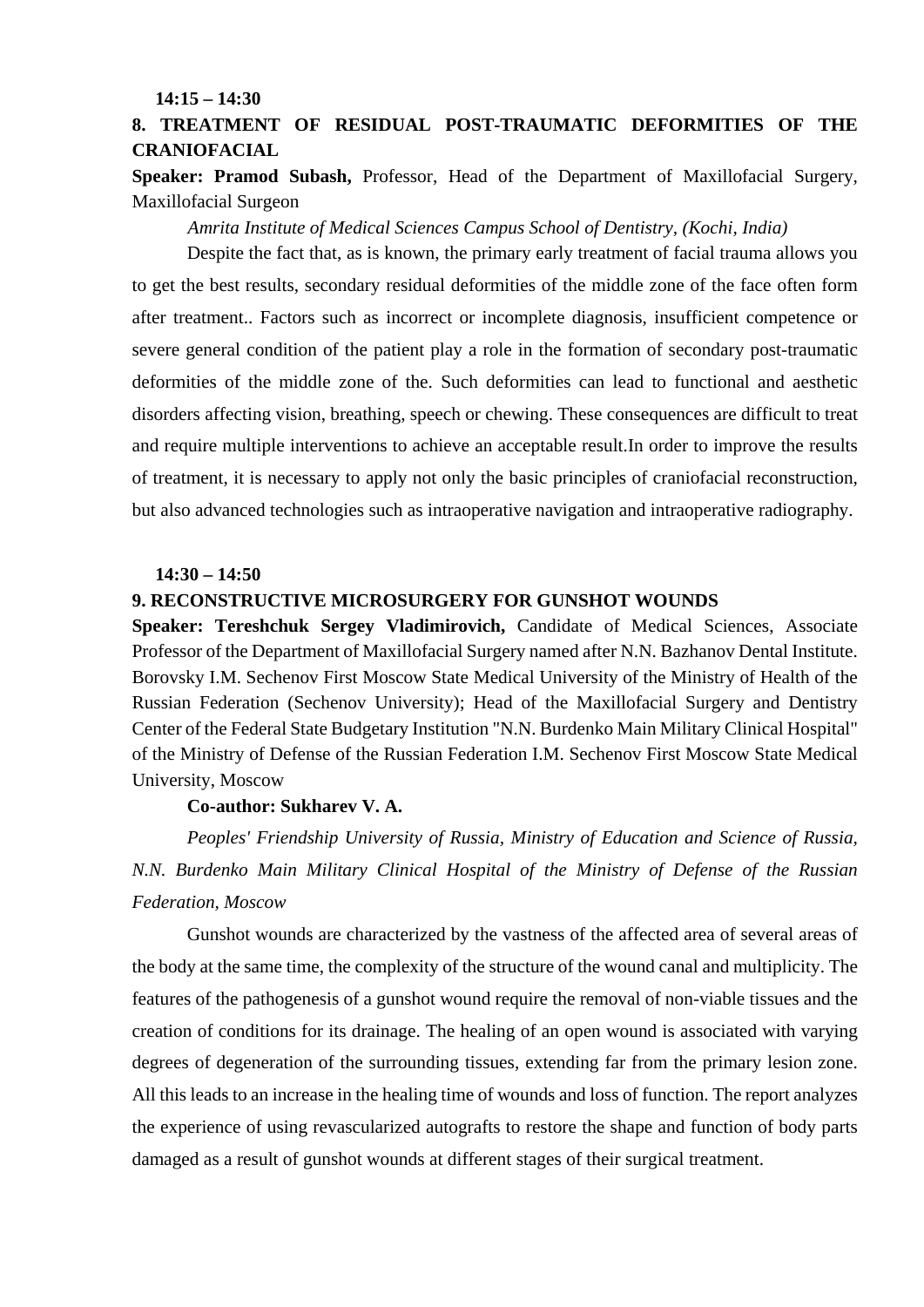**14:15 – 14:30**

**8. TREATMENT OF RESIDUAL POST-TRAUMATIC DEFORMITIES OF THE CRANIOFACIAL**

**Speaker: Pramod Subash,** Professor, Head of the Department of Maxillofacial Surgery, Maxillofacial Surgeon

*Amrita Institute of Medical Sciences Campus School of Dentistry, (Kochi, India)*

Despite the fact that, as is known, the primary early treatment of facial trauma allows you to get the best results, secondary residual deformities of the middle zone of the face often form after treatment.. Factors such as incorrect or incomplete diagnosis, insufficient competence or severe general condition of the patient play a role in the formation of secondary post-traumatic deformities of the middle zone of the. Such deformities can lead to functional and aesthetic disorders affecting vision, breathing, speech or chewing. These consequences are difficult to treat and require multiple interventions to achieve an acceptable result.In order to improve the results of treatment, it is necessary to apply not only the basic principles of craniofacial reconstruction, but also advanced technologies such as intraoperative navigation and intraoperative radiography.

**14:30 – 14:50**

**9. RECONSTRUCTIVE MICROSURGERY FOR GUNSHOT WOUNDS**

**Speaker: Tereshchuk Sergey Vladimirovich,** Candidate of Medical Sciences, Associate Professor of the Department of Maxillofacial Surgery named after N.N. Bazhanov Dental Institute. Borovsky I.M. Sechenov First Moscow State Medical University of the Ministry of Health of the Russian Federation (Sechenov University); Head of the Maxillofacial Surgery and Dentistry Center of the Federal State Budgetary Institution "N.N. Burdenko Main Military Clinical Hospital" of the Ministry of Defense of the Russian Federation I.M. Sechenov First Moscow State Medical University, Moscow

**Co-author: Sukharev V. A.**

*Peoples' Friendship University of Russia, Ministry of Education and Science of Russia, N.N. Burdenko Main Military Clinical Hospital of the Ministry of Defense of the Russian Federation, Moscow*

Gunshot wounds are characterized by the vastness of the affected area of several areas of the body at the same time, the complexity of the structure of the wound canal and multiplicity. The features of the pathogenesis of a gunshot wound require the removal of non-viable tissues and the creation of conditions for its drainage. The healing of an open wound is associated with varying degrees of degeneration of the surrounding tissues, extending far from the primary lesion zone. All this leads to an increase in the healing time of wounds and loss of function. The report analyzes the experience of using revascularized autografts to restore the shape and function of body parts damaged as a result of gunshot wounds at different stages of their surgical treatment.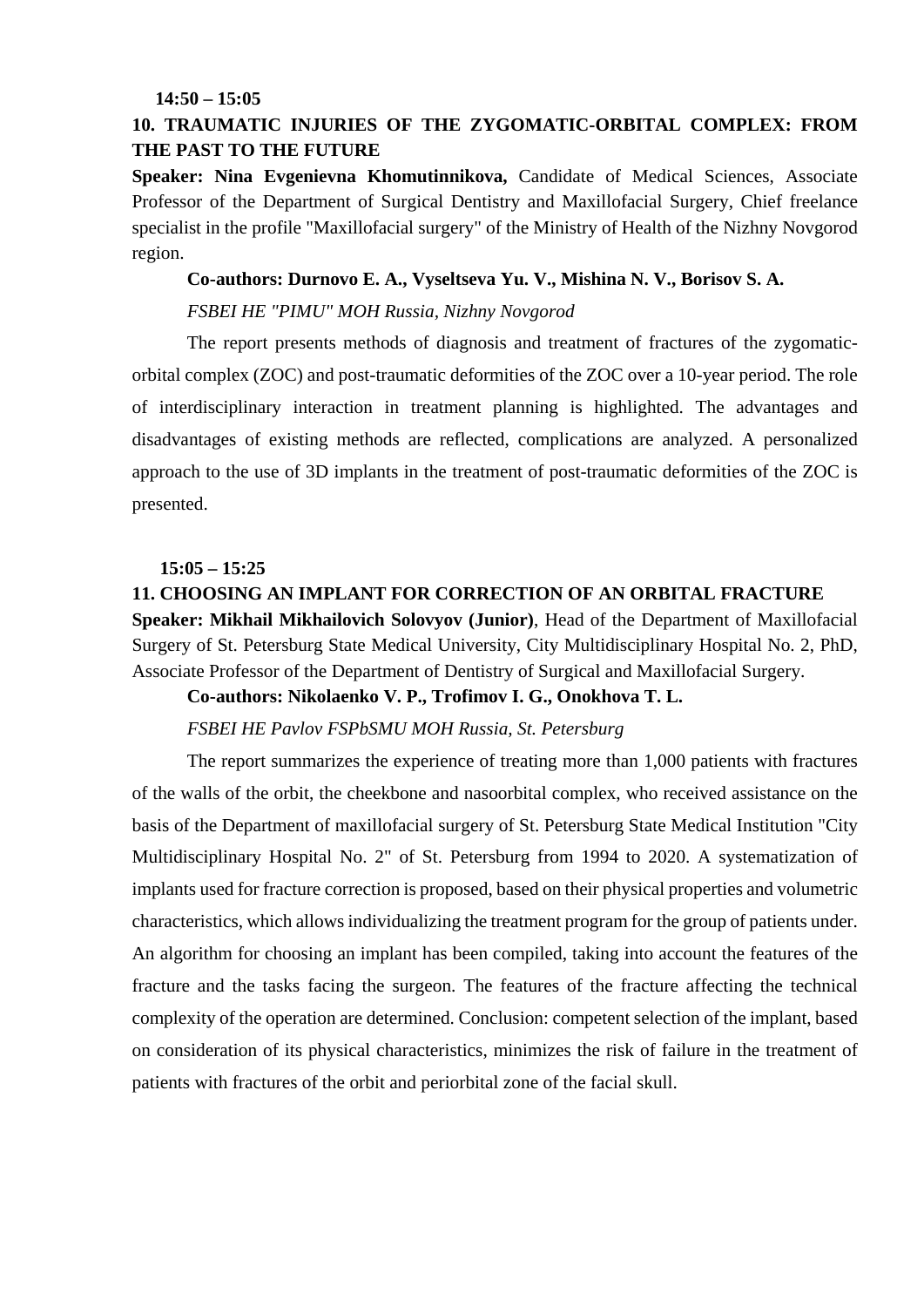**14:50 – 15:05**

## 10. TRAUMATIC INJURIES OF THE ZYGOMATIC-ORBITAL COMPLEX: FROM THE PAST TO THE FUTURE

**Speaker: Nina Evgenievna Khomutinnikova,** Candidate of Medical Sciences, Associate Professor of the Department of Surgical Dentistry and Maxillofacial Surgery, Chief freelance specialist in the profile "Maxillofacial surgery" of the Ministry of Health of the Nizhny Novgorod region.

**Co-authors: Durnovo E. A., Vyseltseva Yu. V., Mishina N. V., Borisov S. A.**

*FSBEI HE "PIMU" MOH Russia, Nizhny Novgorod*

The report presents methods of diagnosis and treatment of fractures of the zygomatic-orbital complex (ZOC) and post-traumatic deformities of the ZOC over a 10-year period. The role of interdisciplinary interaction in treatment planning is highlighted. The advantages and disadvantages of existing methods are reflected, complications are analyzed. A personalized approach to the use of 3D implants in the treatment of post-traumatic deformities of the ZOC is presented.

**15:05 – 15:25**

## 11. CHOOSING AN IMPLANT FOR CORRECTION OF AN ORBITAL FRACTURE

**Speaker: Mikhail Mikhailovich Solovyov (Junior)**, Head of the Department of Maxillofacial Surgery of St. Petersburg State Medical University, City Multidisciplinary Hospital No. 2, PhD, Associate Professor of the Department of Dentistry of Surgical and Maxillofacial Surgery.

**Co-authors: Nikolaenko V. P., Trofimov I. G., Onokhova T. L.**

*FSBEI HE Pavlov FSPbSMU MOH Russia, St. Petersburg*

The report summarizes the experience of treating more than 1,000 patients with fractures of the walls of the orbit, the cheekbone and nasoorbital complex, who received assistance on the basis of the Department of maxillofacial surgery of St. Petersburg State Medical Institution "City Multidisciplinary Hospital No. 2" of St. Petersburg from 1994 to 2020. A systematization of implants used for fracture correction is proposed, based on their physical properties and volumetric characteristics, which allows individualizing the treatment program for the group of patients under. An algorithm for choosing an implant has been compiled, taking into account the features of the fracture and the tasks facing the surgeon. The features of the fracture affecting the technical complexity of the operation are determined. Conclusion: competent selection of the implant, based on consideration of its physical characteristics, minimizes the risk of failure in the treatment of patients with fractures of the orbit and periorbital zone of the facial skull.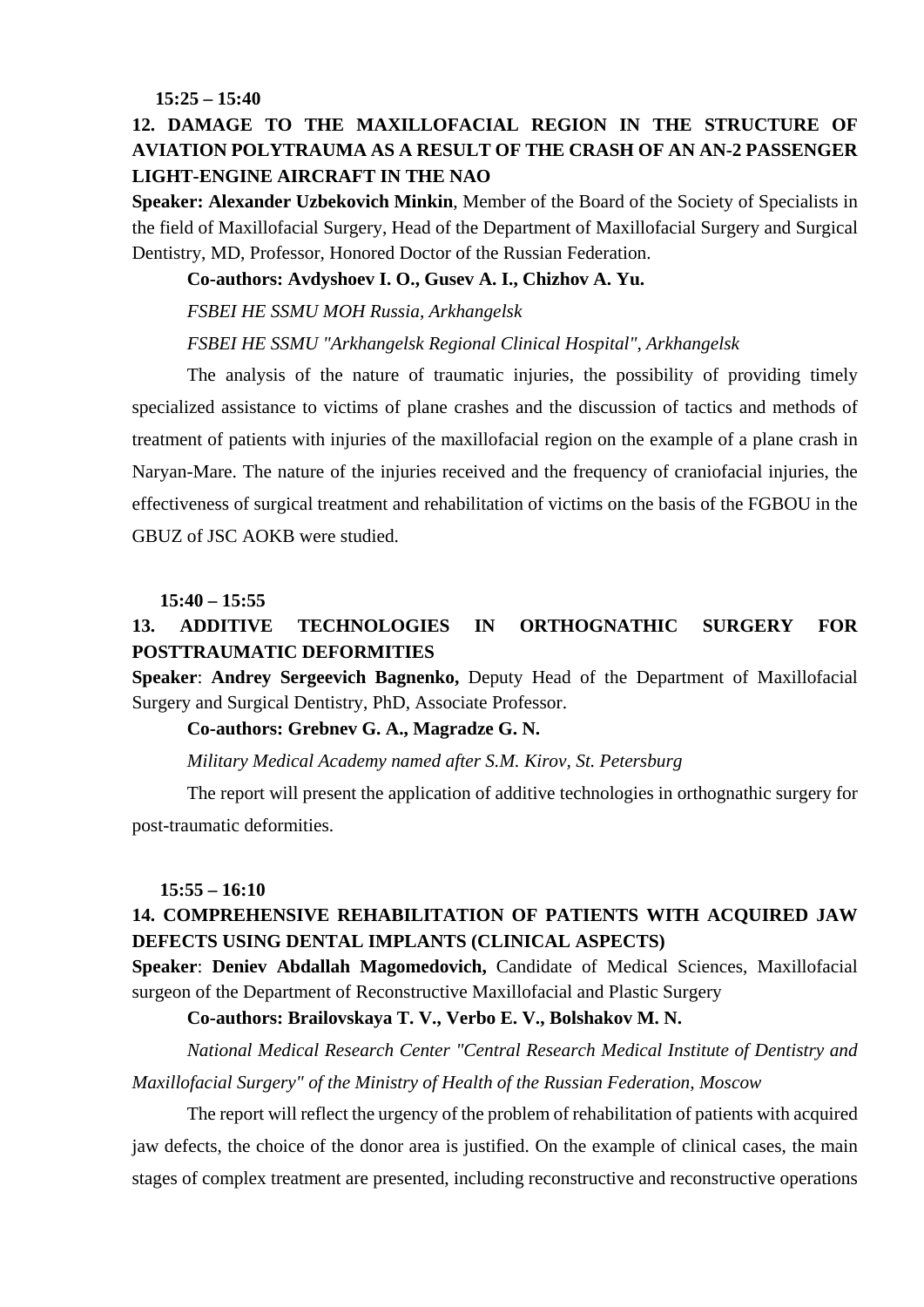**15:25 – 15:40**

### 12. DAMAGE TO THE MAXILLOFACIAL REGION IN THE STRUCTURE OF AVIATION POLYTRAUMA AS A RESULT OF THE CRASH OF AN AN-2 PASSENGER LIGHT-ENGINE AIRCRAFT IN THE NAO

**Speaker: Alexander Uzbekovich Minkin**, Member of the Board of the Society of Specialists in the field of Maxillofacial Surgery, Head of the Department of Maxillofacial Surgery and Surgical Dentistry, MD, Professor, Honored Doctor of the Russian Federation.

**Co-authors: Avdyshoev I. O., Gusev A. I., Chizhov A. Yu.**

*FSBEI HE SSMU MOH Russia, Arkhangelsk*

*FSBEI HE SSMU "Arkhangelsk Regional Clinical Hospital", Arkhangelsk*

The analysis of the nature of traumatic injuries, the possibility of providing timely specialized assistance to victims of plane crashes and the discussion of tactics and methods of treatment of patients with injuries of the maxillofacial region on the example of a plane crash in Naryan-Mare. The nature of the injuries received and the frequency of craniofacial injuries, the effectiveness of surgical treatment and rehabilitation of victims on the basis of the FGBOU in the GBUZ of JSC AOKB were studied.

**15:40 – 15:55**

### 13. ADDITIVE TECHNOLOGIES IN ORTHOGNATHIC SURGERY FOR POSTTRAUMATIC DEFORMITIES

**Speaker**: **Andrey Sergeevich Bagnenko,** Deputy Head of the Department of Maxillofacial Surgery and Surgical Dentistry, PhD, Associate Professor.

**Co-authors: Grebnev G. A., Magradze G. N.**

*Military Medical Academy named after S.M. Kirov, St. Petersburg*

The report will present the application of additive technologies in orthognathic surgery for post-traumatic deformities.

**15:55 – 16:10**

### 14. COMPREHENSIVE REHABILITATION OF PATIENTS WITH ACQUIRED JAW DEFECTS USING DENTAL IMPLANTS (CLINICAL ASPECTS)

**Speaker**: **Deniev Abdallah Magomedovich,** Candidate of Medical Sciences, Maxillofacial surgeon of the Department of Reconstructive Maxillofacial and Plastic Surgery

**Co-authors: Brailovskaya T. V., Verbo E. V., Bolshakov M. N.**

*National Medical Research Center "Central Research Medical Institute of Dentistry and Maxillofacial Surgery" of the Ministry of Health of the Russian Federation, Moscow*

The report will reflect the urgency of the problem of rehabilitation of patients with acquired jaw defects, the choice of the donor area is justified. On the example of clinical cases, the main stages of complex treatment are presented, including reconstructive and reconstructive operations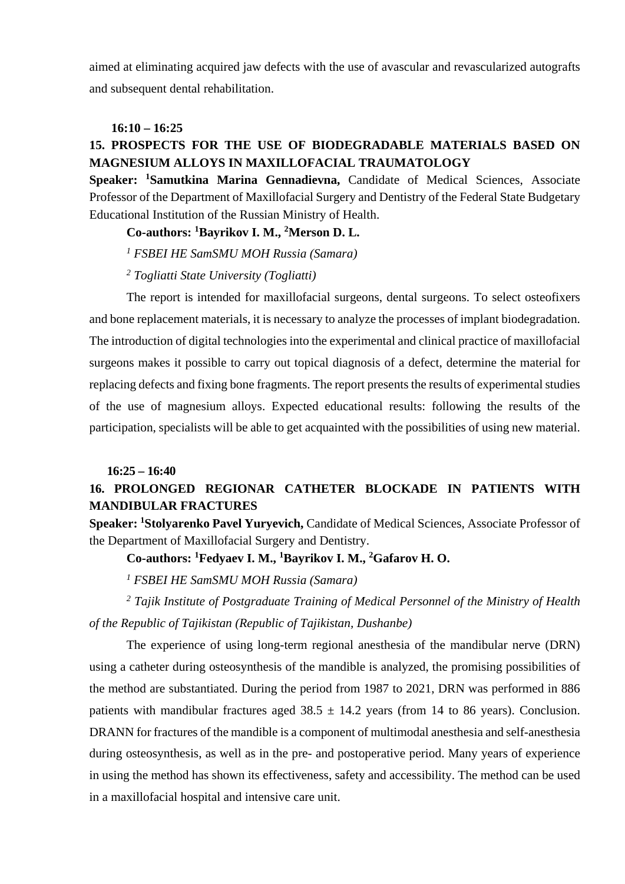aimed at eliminating acquired jaw defects with the use of avascular and revascularized autografts and subsequent dental rehabilitation.

**16:10 – 16:25**

**15. PROSPECTS FOR THE USE OF BIODEGRADABLE MATERIALS BASED ON MAGNESIUM ALLOYS IN MAXILLOFACIAL TRAUMATOLOGY**

**Speaker: [1]Samutkina Marina Gennadievna,** Candidate of Medical Sciences, Associate Professor of the Department of Maxillofacial Surgery and Dentistry of the Federal State Budgetary Educational Institution of the Russian Ministry of Health.

**Co-authors: [1]Bayrikov I. M., [2]Merson D. L.**

*[1] FSBEI HE SamSMU MOH Russia (Samara)*

*[2] Togliatti State University (Togliatti)*

The report is intended for maxillofacial surgeons, dental surgeons. To select osteofixers and bone replacement materials, it is necessary to analyze the processes of implant biodegradation. The introduction of digital technologies into the experimental and clinical practice of maxillofacial surgeons makes it possible to carry out topical diagnosis of a defect, determine the material for replacing defects and fixing bone fragments. The report presents the results of experimental studies of the use of magnesium alloys. Expected educational results: following the results of the participation, specialists will be able to get acquainted with the possibilities of using new material.

**16:25 – 16:40**

**16. PROLONGED REGIONAR CATHETER BLOCKADE IN PATIENTS WITH MANDIBULAR FRACTURES**

**Speaker: [1]Stolyarenko Pavel Yuryevich,** Candidate of Medical Sciences, Associate Professor of the Department of Maxillofacial Surgery and Dentistry.

**Co-authors: [1]Fedyaev I. M., [1]Bayrikov I. M., [2]Gafarov H. O.**

*[1] FSBEI HE SamSMU MOH Russia (Samara)*

*[2] Tajik Institute of Postgraduate Training of Medical Personnel of the Ministry of Health of the Republic of Tajikistan (Republic of Tajikistan, Dushanbe)*

The experience of using long-term regional anesthesia of the mandibular nerve (DRN) using a catheter during osteosynthesis of the mandible is analyzed, the promising possibilities of the method are substantiated. During the period from 1987 to 2021, DRN was performed in 886 patients with mandibular fractures aged 38.5 ± 14.2 years (from 14 to 86 years). Conclusion. DRANN for fractures of the mandible is a component of multimodal anesthesia and self-anesthesia during osteosynthesis, as well as in the pre- and postoperative period. Many years of experience in using the method has shown its effectiveness, safety and accessibility. The method can be used in a maxillofacial hospital and intensive care unit.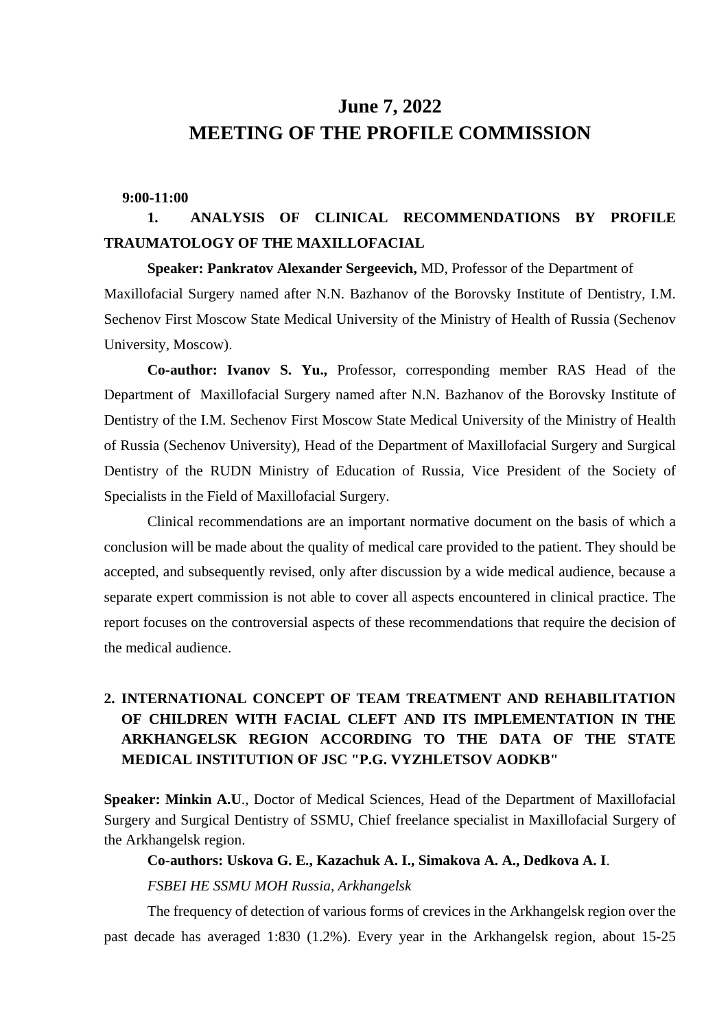# June 7, 2022
# MEETING OF THE PROFILE COMMISSION

**9:00-11:00**

**1. ANALYSIS OF CLINICAL RECOMMENDATIONS BY PROFILE TRAUMATOLOGY OF THE MAXILLOFACIAL**

**Speaker: Pankratov Alexander Sergeevich,** MD, Professor of the Department of Maxillofacial Surgery named after N.N. Bazhanov of the Borovsky Institute of Dentistry, I.M. Sechenov First Moscow State Medical University of the Ministry of Health of Russia (Sechenov University, Moscow).

**Co-author: Ivanov S. Yu.,** Professor, corresponding member RAS Head of the Department of Maxillofacial Surgery named after N.N. Bazhanov of the Borovsky Institute of Dentistry of the I.M. Sechenov First Moscow State Medical University of the Ministry of Health of Russia (Sechenov University), Head of the Department of Maxillofacial Surgery and Surgical Dentistry of the RUDN Ministry of Education of Russia, Vice President of the Society of Specialists in the Field of Maxillofacial Surgery.

Clinical recommendations are an important normative document on the basis of which a conclusion will be made about the quality of medical care provided to the patient. They should be accepted, and subsequently revised, only after discussion by a wide medical audience, because a separate expert commission is not able to cover all aspects encountered in clinical practice. The report focuses on the controversial aspects of these recommendations that require the decision of the medical audience.

**2. INTERNATIONAL CONCEPT OF TEAM TREATMENT AND REHABILITATION OF CHILDREN WITH FACIAL CLEFT AND ITS IMPLEMENTATION IN THE ARKHANGELSK REGION ACCORDING TO THE DATA OF THE STATE MEDICAL INSTITUTION OF JSC "P.G. VYZHLETSOV AODKB"**

**Speaker: Minkin A.U**., Doctor of Medical Sciences, Head of the Department of Maxillofacial Surgery and Surgical Dentistry of SSMU, Chief freelance specialist in Maxillofacial Surgery of the Arkhangelsk region.

**Co-authors: Uskova G. E., Kazachuk A. I., Simakova A. A., Dedkova A. I**.

*FSBEI HE SSMU MOH Russia, Arkhangelsk*

The frequency of detection of various forms of crevices in the Arkhangelsk region over the past decade has averaged 1:830 (1.2%). Every year in the Arkhangelsk region, about 15-25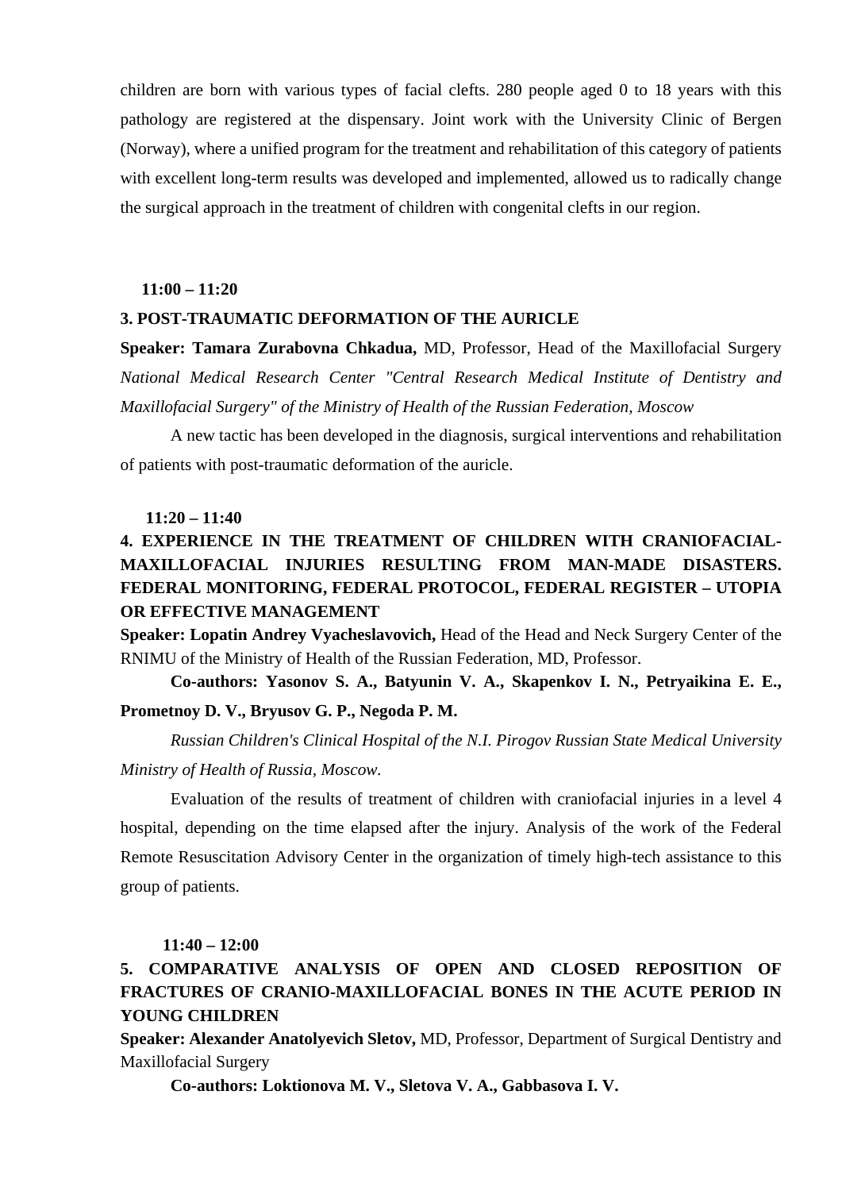children are born with various types of facial clefts. 280 people aged 0 to 18 years with this pathology are registered at the dispensary. Joint work with the University Clinic of Bergen (Norway), where a unified program for the treatment and rehabilitation of this category of patients with excellent long-term results was developed and implemented, allowed us to radically change the surgical approach in the treatment of children with congenital clefts in our region.

**11:00 – 11:20**

**3. POST-TRAUMATIC DEFORMATION OF THE AURICLE**

**Speaker: Tamara Zurabovna Chkadua,** MD, Professor, Head of the Maxillofacial Surgery *National Medical Research Center "Central Research Medical Institute of Dentistry and Maxillofacial Surgery" of the Ministry of Health of the Russian Federation, Moscow*

A new tactic has been developed in the diagnosis, surgical interventions and rehabilitation of patients with post-traumatic deformation of the auricle.

**11:20 – 11:40**

**4. EXPERIENCE IN THE TREATMENT OF CHILDREN WITH CRANIOFACIAL-MAXILLOFACIAL INJURIES RESULTING FROM MAN-MADE DISASTERS. FEDERAL MONITORING, FEDERAL PROTOCOL, FEDERAL REGISTER – UTOPIA OR EFFECTIVE MANAGEMENT**

**Speaker: Lopatin Andrey Vyacheslavovich,** Head of the Head and Neck Surgery Center of the RNIMU of the Ministry of Health of the Russian Federation, MD, Professor.

**Co-authors: Yasonov S. A., Batyunin V. A., Skapenkov I. N., Petryaikina E. E., Prometnoy D. V., Bryusov G. P., Negoda P. M.**

*Russian Children's Clinical Hospital of the N.I. Pirogov Russian State Medical University Ministry of Health of Russia, Moscow.*

Evaluation of the results of treatment of children with craniofacial injuries in a level 4 hospital, depending on the time elapsed after the injury. Analysis of the work of the Federal Remote Resuscitation Advisory Center in the organization of timely high-tech assistance to this group of patients.

**11:40 – 12:00**

**5. COMPARATIVE ANALYSIS OF OPEN AND CLOSED REPOSITION OF FRACTURES OF CRANIO-MAXILLOFACIAL BONES IN THE ACUTE PERIOD IN YOUNG CHILDREN**

**Speaker: Alexander Anatolyevich Sletov,** MD, Professor, Department of Surgical Dentistry and Maxillofacial Surgery

**Co-authors: Loktionova M. V., Sletova V. A., Gabbasova I. V.**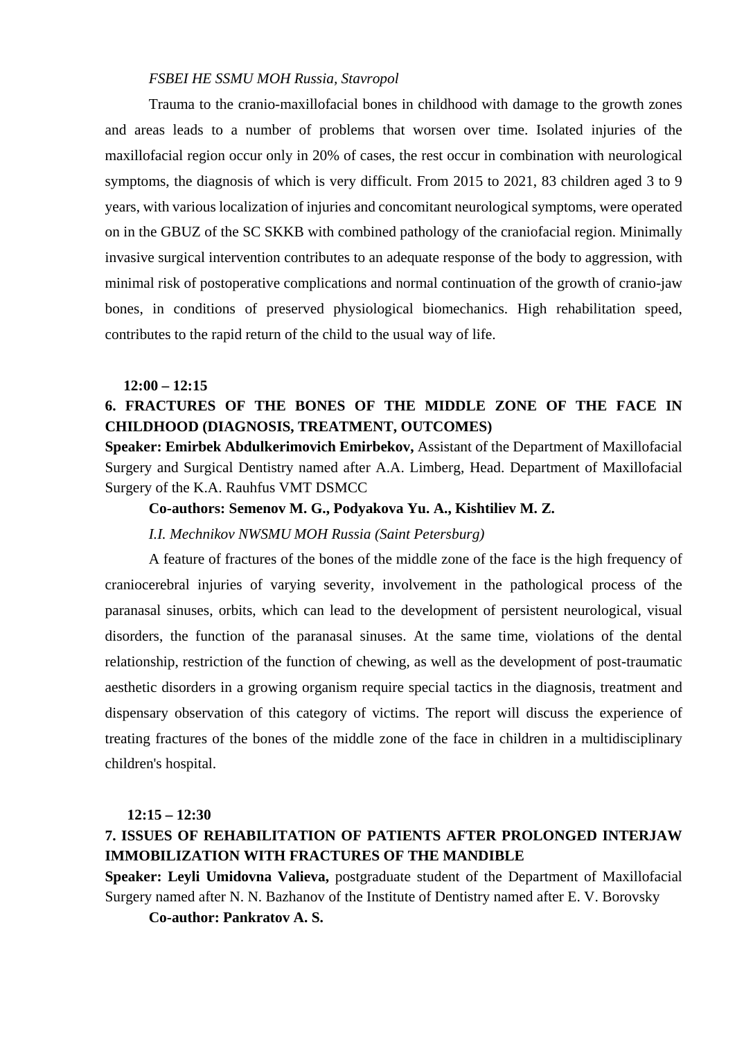*FSBEI HE SSMU MOH Russia, Stavropol*

Trauma to the cranio-maxillofacial bones in childhood with damage to the growth zones and areas leads to a number of problems that worsen over time. Isolated injuries of the maxillofacial region occur only in 20% of cases, the rest occur in combination with neurological symptoms, the diagnosis of which is very difficult. From 2015 to 2021, 83 children aged 3 to 9 years, with various localization of injuries and concomitant neurological symptoms, were operated on in the GBUZ of the SC SKKB with combined pathology of the craniofacial region. Minimally invasive surgical intervention contributes to an adequate response of the body to aggression, with minimal risk of postoperative complications and normal continuation of the growth of cranio-jaw bones, in conditions of preserved physiological biomechanics. High rehabilitation speed, contributes to the rapid return of the child to the usual way of life.

**12:00 – 12:15**

**6. FRACTURES OF THE BONES OF THE MIDDLE ZONE OF THE FACE IN CHILDHOOD (DIAGNOSIS, TREATMENT, OUTCOMES)**

**Speaker: Emirbek Abdulkerimovich Emirbekov,** Assistant of the Department of Maxillofacial Surgery and Surgical Dentistry named after A.A. Limberg, Head. Department of Maxillofacial Surgery of the K.A. Rauhfus VMT DSMCC

**Co-authors: Semenov M. G., Podyakova Yu. A., Kishtiliev M. Z.**

*I.I. Mechnikov NWSMU MOH Russia (Saint Petersburg)*

A feature of fractures of the bones of the middle zone of the face is the high frequency of craniocerebral injuries of varying severity, involvement in the pathological process of the paranasal sinuses, orbits, which can lead to the development of persistent neurological, visual disorders, the function of the paranasal sinuses. At the same time, violations of the dental relationship, restriction of the function of chewing, as well as the development of post-traumatic aesthetic disorders in a growing organism require special tactics in the diagnosis, treatment and dispensary observation of this category of victims. The report will discuss the experience of treating fractures of the bones of the middle zone of the face in children in a multidisciplinary children's hospital.

**12:15 – 12:30**

**7. ISSUES OF REHABILITATION OF PATIENTS AFTER PROLONGED INTERJAW IMMOBILIZATION WITH FRACTURES OF THE MANDIBLE**

**Speaker: Leyli Umidovna Valieva,** postgraduate student of the Department of Maxillofacial Surgery named after N. N. Bazhanov of the Institute of Dentistry named after E. V. Borovsky

**Co-author: Pankratov A. S.**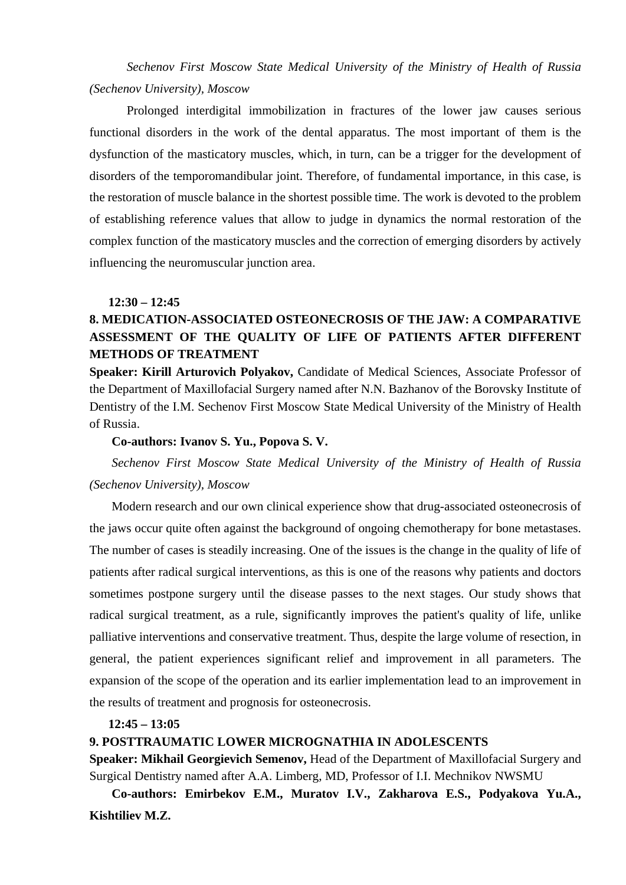*Sechenov First Moscow State Medical University of the Ministry of Health of Russia (Sechenov University), Moscow*

Prolonged interdigital immobilization in fractures of the lower jaw causes serious functional disorders in the work of the dental apparatus. The most important of them is the dysfunction of the masticatory muscles, which, in turn, can be a trigger for the development of disorders of the temporomandibular joint. Therefore, of fundamental importance, in this case, is the restoration of muscle balance in the shortest possible time. The work is devoted to the problem of establishing reference values that allow to judge in dynamics the normal restoration of the complex function of the masticatory muscles and the correction of emerging disorders by actively influencing the neuromuscular junction area.

**12:30 – 12:45**

**8. MEDICATION-ASSOCIATED OSTEONECROSIS OF THE JAW: A COMPARATIVE ASSESSMENT OF THE QUALITY OF LIFE OF PATIENTS AFTER DIFFERENT METHODS OF TREATMENT**

**Speaker: Kirill Arturovich Polyakov,** Candidate of Medical Sciences, Associate Professor of the Department of Maxillofacial Surgery named after N.N. Bazhanov of the Borovsky Institute of Dentistry of the I.M. Sechenov First Moscow State Medical University of the Ministry of Health of Russia.

**Co-authors: Ivanov S. Yu., Popova S. V.**

*Sechenov First Moscow State Medical University of the Ministry of Health of Russia (Sechenov University), Moscow*

Modern research and our own clinical experience show that drug-associated osteonecrosis of the jaws occur quite often against the background of ongoing chemotherapy for bone metastases. The number of cases is steadily increasing. One of the issues is the change in the quality of life of patients after radical surgical interventions, as this is one of the reasons why patients and doctors sometimes postpone surgery until the disease passes to the next stages. Our study shows that radical surgical treatment, as a rule, significantly improves the patient's quality of life, unlike palliative interventions and conservative treatment. Thus, despite the large volume of resection, in general, the patient experiences significant relief and improvement in all parameters. The expansion of the scope of the operation and its earlier implementation lead to an improvement in the results of treatment and prognosis for osteonecrosis.

**12:45 – 13:05**

**9. POSTTRAUMATIC LOWER MICROGNATHIA IN ADOLESCENTS**

**Speaker: Mikhail Georgievich Semenov,** Head of the Department of Maxillofacial Surgery and Surgical Dentistry named after A.A. Limberg, MD, Professor of I.I. Mechnikov NWSMU

**Co-authors: Emirbekov E.M., Muratov I.V., Zakharova E.S., Podyakova Yu.A., Kishtiliev M.Z.**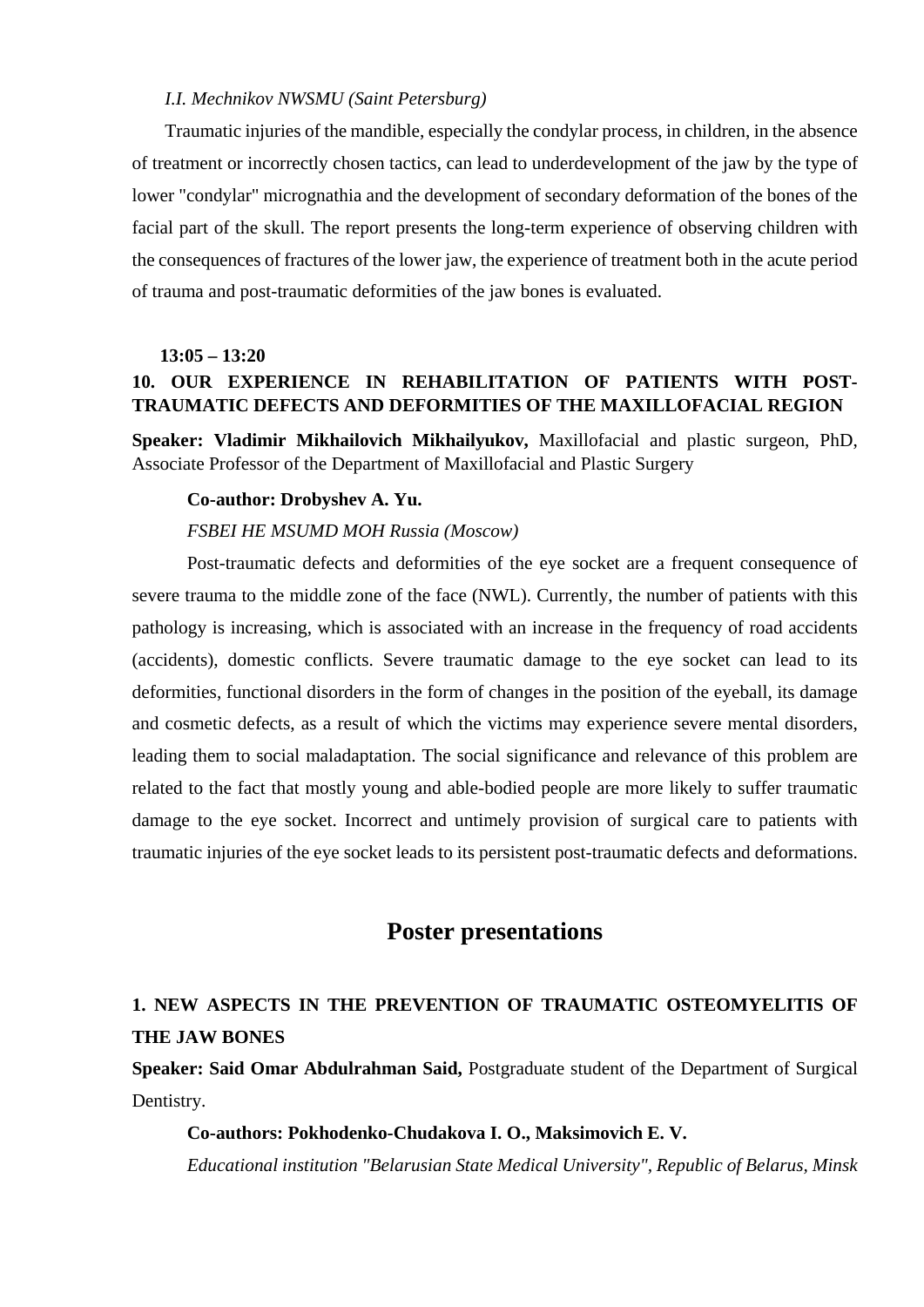*I.I. Mechnikov NWSMU (Saint Petersburg)*

Traumatic injuries of the mandible, especially the condylar process, in children, in the absence of treatment or incorrectly chosen tactics, can lead to underdevelopment of the jaw by the type of lower "condylar" micrognathia and the development of secondary deformation of the bones of the facial part of the skull. The report presents the long-term experience of observing children with the consequences of fractures of the lower jaw, the experience of treatment both in the acute period of trauma and post-traumatic deformities of the jaw bones is evaluated.

**13:05 – 13:20**

**10. OUR EXPERIENCE IN REHABILITATION OF PATIENTS WITH POST-TRAUMATIC DEFECTS AND DEFORMITIES OF THE MAXILLOFACIAL REGION**

**Speaker: Vladimir Mikhailovich Mikhailyukov,** Maxillofacial and plastic surgeon, PhD, Associate Professor of the Department of Maxillofacial and Plastic Surgery

**Co-author: Drobyshev A. Yu.**

*FSBEI HE MSUMD MOH Russia (Moscow)*

Post-traumatic defects and deformities of the eye socket are a frequent consequence of severe trauma to the middle zone of the face (NWL). Currently, the number of patients with this pathology is increasing, which is associated with an increase in the frequency of road accidents (accidents), domestic conflicts. Severe traumatic damage to the eye socket can lead to its deformities, functional disorders in the form of changes in the position of the eyeball, its damage and cosmetic defects, as a result of which the victims may experience severe mental disorders, leading them to social maladaptation. The social significance and relevance of this problem are related to the fact that mostly young and able-bodied people are more likely to suffer traumatic damage to the eye socket. Incorrect and untimely provision of surgical care to patients with traumatic injuries of the eye socket leads to its persistent post-traumatic defects and deformations.

## Poster presentations

**1. NEW ASPECTS IN THE PREVENTION OF TRAUMATIC OSTEOMYELITIS OF THE JAW BONES**

**Speaker: Said Omar Abdulrahman Said,** Postgraduate student of the Department of Surgical Dentistry.

**Co-authors: Pokhodenko-Chudakova I. O., Maksimovich E. V.**

*Educational institution "Belarusian State Medical University", Republic of Belarus, Minsk*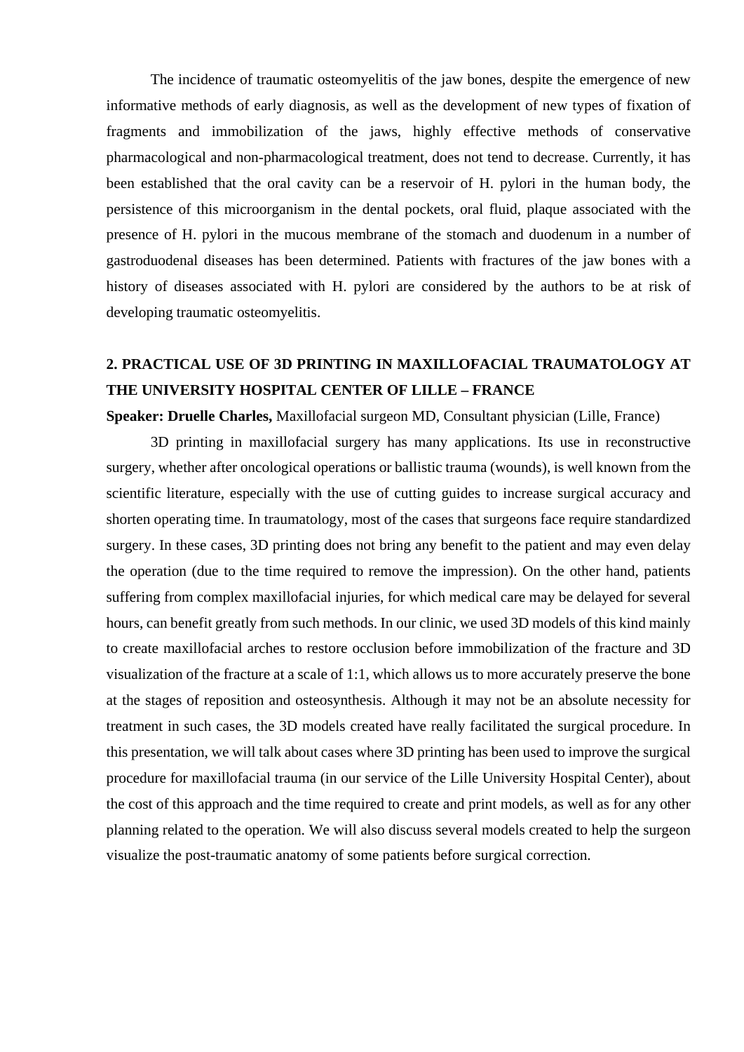The incidence of traumatic osteomyelitis of the jaw bones, despite the emergence of new informative methods of early diagnosis, as well as the development of new types of fixation of fragments and immobilization of the jaws, highly effective methods of conservative pharmacological and non-pharmacological treatment, does not tend to decrease. Currently, it has been established that the oral cavity can be a reservoir of H. pylori in the human body, the persistence of this microorganism in the dental pockets, oral fluid, plaque associated with the presence of H. pylori in the mucous membrane of the stomach and duodenum in a number of gastroduodenal diseases has been determined. Patients with fractures of the jaw bones with a history of diseases associated with H. pylori are considered by the authors to be at risk of developing traumatic osteomyelitis.

## 2. PRACTICAL USE OF 3D PRINTING IN MAXILLOFACIAL TRAUMATOLOGY AT THE UNIVERSITY HOSPITAL CENTER OF LILLE – FRANCE

**Speaker: Druelle Charles,** Maxillofacial surgeon MD, Consultant physician (Lille, France)

3D printing in maxillofacial surgery has many applications. Its use in reconstructive surgery, whether after oncological operations or ballistic trauma (wounds), is well known from the scientific literature, especially with the use of cutting guides to increase surgical accuracy and shorten operating time. In traumatology, most of the cases that surgeons face require standardized surgery. In these cases, 3D printing does not bring any benefit to the patient and may even delay the operation (due to the time required to remove the impression). On the other hand, patients suffering from complex maxillofacial injuries, for which medical care may be delayed for several hours, can benefit greatly from such methods. In our clinic, we used 3D models of this kind mainly to create maxillofacial arches to restore occlusion before immobilization of the fracture and 3D visualization of the fracture at a scale of 1:1, which allows us to more accurately preserve the bone at the stages of reposition and osteosynthesis. Although it may not be an absolute necessity for treatment in such cases, the 3D models created have really facilitated the surgical procedure. In this presentation, we will talk about cases where 3D printing has been used to improve the surgical procedure for maxillofacial trauma (in our service of the Lille University Hospital Center), about the cost of this approach and the time required to create and print models, as well as for any other planning related to the operation. We will also discuss several models created to help the surgeon visualize the post-traumatic anatomy of some patients before surgical correction.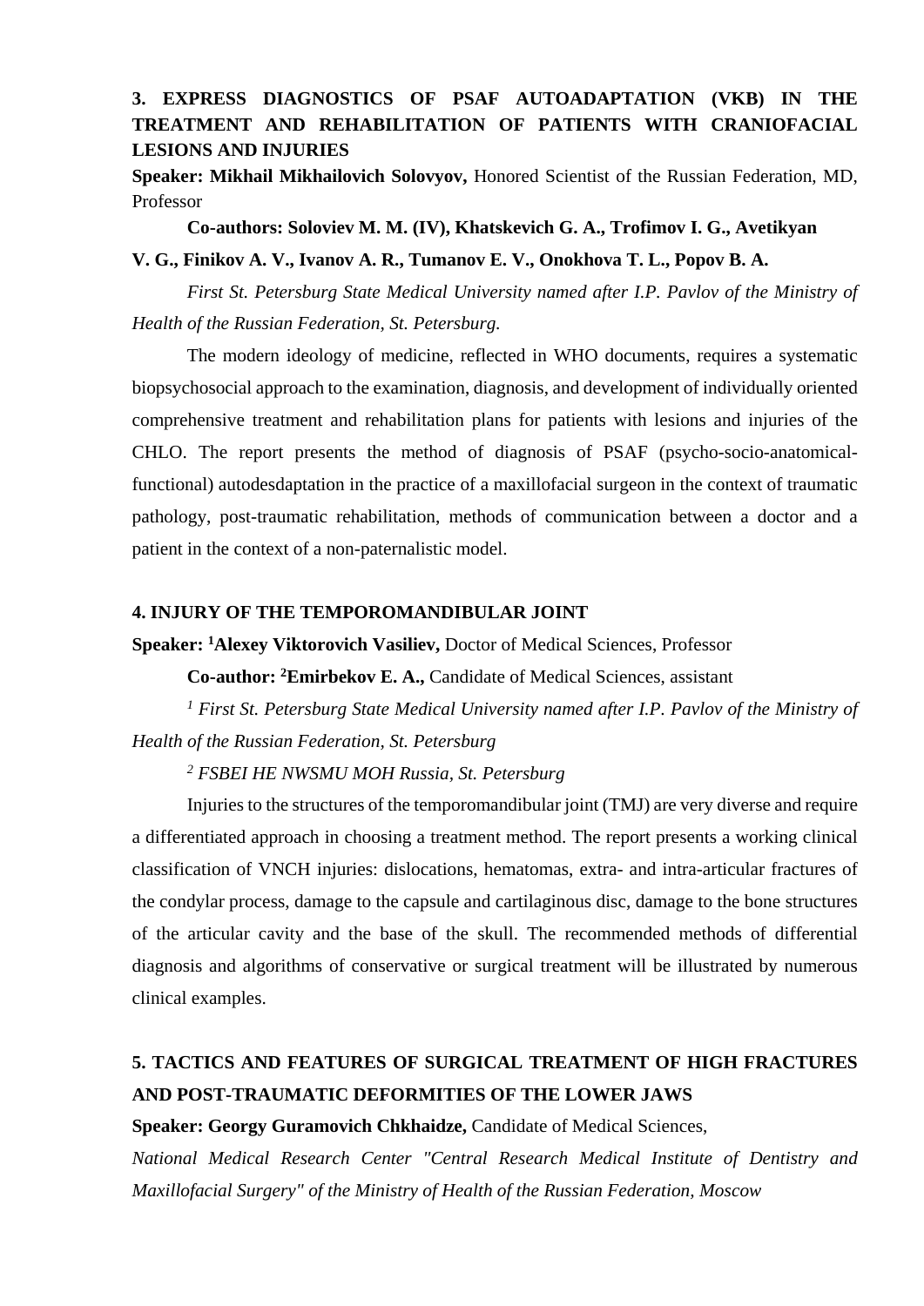### 3. EXPRESS DIAGNOSTICS OF PSAF AUTOADAPTATION (VKB) IN THE TREATMENT AND REHABILITATION OF PATIENTS WITH CRANIOFACIAL LESIONS AND INJURIES

**Speaker: Mikhail Mikhailovich Solovyov,** Honored Scientist of the Russian Federation, MD, Professor

**Co-authors: Soloviev M. M. (IV), Khatskevich G. A., Trofimov I. G., Avetikyan V. G., Finikov A. V., Ivanov A. R., Tumanov E. V., Onokhova T. L., Popov B. A.**

*First St. Petersburg State Medical University named after I.P. Pavlov of the Ministry of Health of the Russian Federation, St. Petersburg.*

The modern ideology of medicine, reflected in WHO documents, requires a systematic biopsychosocial approach to the examination, diagnosis, and development of individually oriented comprehensive treatment and rehabilitation plans for patients with lesions and injuries of the CHLO. The report presents the method of diagnosis of PSAF (psycho-socio-anatomical-functional) autodesdaptation in the practice of a maxillofacial surgeon in the context of traumatic pathology, post-traumatic rehabilitation, methods of communication between a doctor and a patient in the context of a non-paternalistic model.

### 4. INJURY OF THE TEMPOROMANDIBULAR JOINT

**Speaker: [1]Alexey Viktorovich Vasiliev,** Doctor of Medical Sciences, Professor

**Co-author: [2]Emirbekov E. A.,** Candidate of Medical Sciences, assistant

*[1] First St. Petersburg State Medical University named after I.P. Pavlov of the Ministry of Health of the Russian Federation, St. Petersburg*

*[2] FSBEI HE NWSMU MOH Russia, St. Petersburg*

Injuries to the structures of the temporomandibular joint (TMJ) are very diverse and require a differentiated approach in choosing a treatment method. The report presents a working clinical classification of VNCH injuries: dislocations, hematomas, extra- and intra-articular fractures of the condylar process, damage to the capsule and cartilaginous disc, damage to the bone structures of the articular cavity and the base of the skull. The recommended methods of differential diagnosis and algorithms of conservative or surgical treatment will be illustrated by numerous clinical examples.

### 5. TACTICS AND FEATURES OF SURGICAL TREATMENT OF HIGH FRACTURES AND POST-TRAUMATIC DEFORMITIES OF THE LOWER JAWS

**Speaker: Georgy Guramovich Chkhaidze,** Candidate of Medical Sciences,

*National Medical Research Center "Central Research Medical Institute of Dentistry and Maxillofacial Surgery" of the Ministry of Health of the Russian Federation, Moscow*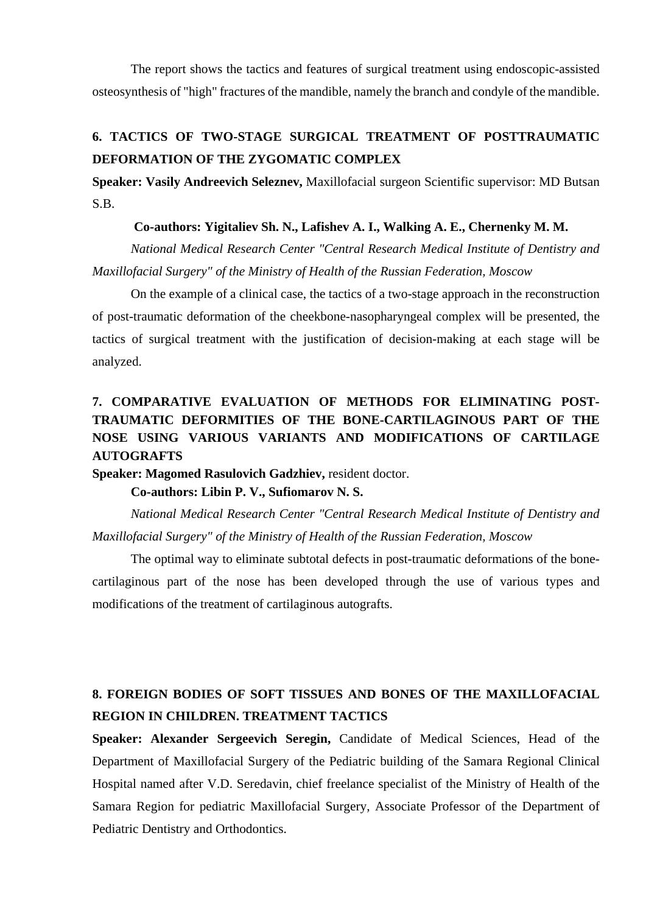The report shows the tactics and features of surgical treatment using endoscopic-assisted osteosynthesis of "high" fractures of the mandible, namely the branch and condyle of the mandible.

## 6. TACTICS OF TWO-STAGE SURGICAL TREATMENT OF POSTTRAUMATIC DEFORMATION OF THE ZYGOMATIC COMPLEX

**Speaker: Vasily Andreevich Seleznev,** Maxillofacial surgeon Scientific supervisor: MD Butsan S.B.

**Co-authors: Yigitaliev Sh. N., Lafishev A. I., Walking A. E., Chernenky M. M.**

*National Medical Research Center "Central Research Medical Institute of Dentistry and Maxillofacial Surgery" of the Ministry of Health of the Russian Federation, Moscow*

On the example of a clinical case, the tactics of a two-stage approach in the reconstruction of post-traumatic deformation of the cheekbone-nasopharyngeal complex will be presented, the tactics of surgical treatment with the justification of decision-making at each stage will be analyzed.

## 7. COMPARATIVE EVALUATION OF METHODS FOR ELIMINATING POST-TRAUMATIC DEFORMITIES OF THE BONE-CARTILAGINOUS PART OF THE NOSE USING VARIOUS VARIANTS AND MODIFICATIONS OF CARTILAGE AUTOGRAFTS

**Speaker: Magomed Rasulovich Gadzhiev,** resident doctor.

**Co-authors: Libin P. V., Sufiomarov N. S.**

*National Medical Research Center "Central Research Medical Institute of Dentistry and Maxillofacial Surgery" of the Ministry of Health of the Russian Federation, Moscow*

The optimal way to eliminate subtotal defects in post-traumatic deformations of the bone-cartilaginous part of the nose has been developed through the use of various types and modifications of the treatment of cartilaginous autografts.

## 8. FOREIGN BODIES OF SOFT TISSUES AND BONES OF THE MAXILLOFACIAL REGION IN CHILDREN. TREATMENT TACTICS

**Speaker: Alexander Sergeevich Seregin,** Candidate of Medical Sciences, Head of the Department of Maxillofacial Surgery of the Pediatric building of the Samara Regional Clinical Hospital named after V.D. Seredavin, chief freelance specialist of the Ministry of Health of the Samara Region for pediatric Maxillofacial Surgery, Associate Professor of the Department of Pediatric Dentistry and Orthodontics.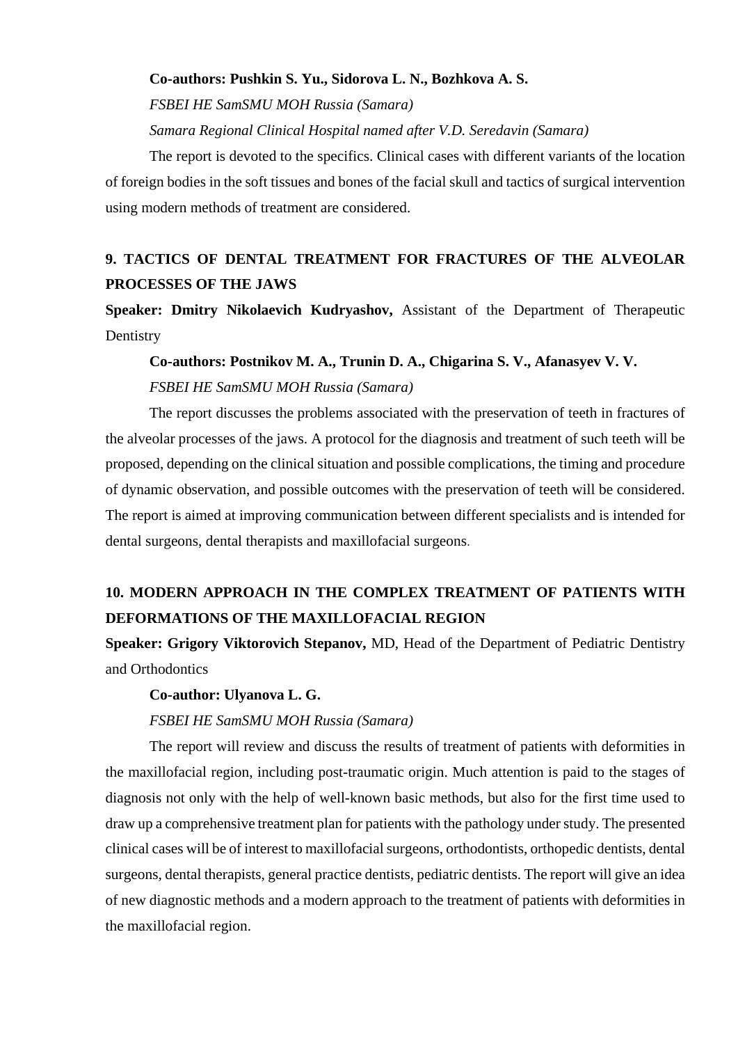**Co-authors: Pushkin S. Yu., Sidorova L. N., Bozhkova A. S.**

*FSBEI HE SamSMU MOH Russia (Samara)*

*Samara Regional Clinical Hospital named after V.D. Seredavin (Samara)*

The report is devoted to the specifics. Clinical cases with different variants of the location of foreign bodies in the soft tissues and bones of the facial skull and tactics of surgical intervention using modern methods of treatment are considered.

## 9. TACTICS OF DENTAL TREATMENT FOR FRACTURES OF THE ALVEOLAR PROCESSES OF THE JAWS

**Speaker: Dmitry Nikolaevich Kudryashov,** Assistant of the Department of Therapeutic Dentistry

**Co-authors: Postnikov M. A., Trunin D. A., Chigarina S. V., Afanasyev V. V.**

*FSBEI HE SamSMU MOH Russia (Samara)*

The report discusses the problems associated with the preservation of teeth in fractures of the alveolar processes of the jaws. A protocol for the diagnosis and treatment of such teeth will be proposed, depending on the clinical situation and possible complications, the timing and procedure of dynamic observation, and possible outcomes with the preservation of teeth will be considered. The report is aimed at improving communication between different specialists and is intended for dental surgeons, dental therapists and maxillofacial surgeons.

## 10. MODERN APPROACH IN THE COMPLEX TREATMENT OF PATIENTS WITH DEFORMATIONS OF THE MAXILLOFACIAL REGION

**Speaker: Grigory Viktorovich Stepanov,** MD, Head of the Department of Pediatric Dentistry and Orthodontics

**Co-author: Ulyanova L. G.**

*FSBEI HE SamSMU MOH Russia (Samara)*

The report will review and discuss the results of treatment of patients with deformities in the maxillofacial region, including post-traumatic origin. Much attention is paid to the stages of diagnosis not only with the help of well-known basic methods, but also for the first time used to draw up a comprehensive treatment plan for patients with the pathology under study. The presented clinical cases will be of interest to maxillofacial surgeons, orthodontists, orthopedic dentists, dental surgeons, dental therapists, general practice dentists, pediatric dentists. The report will give an idea of new diagnostic methods and a modern approach to the treatment of patients with deformities in the maxillofacial region.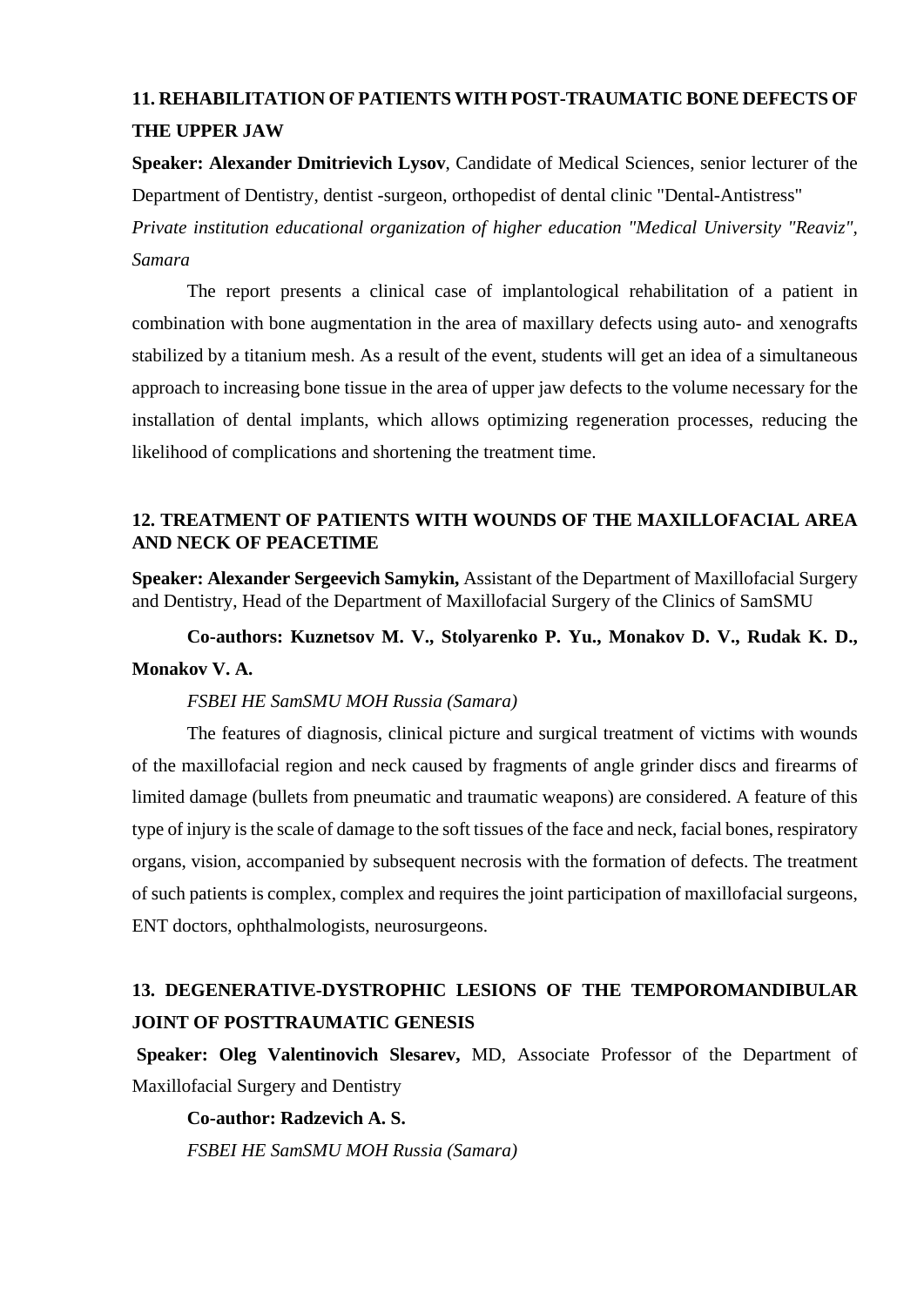## 11. REHABILITATION OF PATIENTS WITH POST-TRAUMATIC BONE DEFECTS OF THE UPPER JAW

**Speaker: Alexander Dmitrievich Lysov**, Candidate of Medical Sciences, senior lecturer of the Department of Dentistry, dentist -surgeon, orthopedist of dental clinic "Dental-Antistress"

*Private institution educational organization of higher education "Medical University "Reaviz", Samara*

The report presents a clinical case of implantological rehabilitation of a patient in combination with bone augmentation in the area of maxillary defects using auto- and xenografts stabilized by a titanium mesh. As a result of the event, students will get an idea of a simultaneous approach to increasing bone tissue in the area of upper jaw defects to the volume necessary for the installation of dental implants, which allows optimizing regeneration processes, reducing the likelihood of complications and shortening the treatment time.

## 12. TREATMENT OF PATIENTS WITH WOUNDS OF THE MAXILLOFACIAL AREA AND NECK OF PEACETIME

**Speaker: Alexander Sergeevich Samykin,** Assistant of the Department of Maxillofacial Surgery and Dentistry, Head of the Department of Maxillofacial Surgery of the Clinics of SamSMU

**Co-authors: Kuznetsov M. V., Stolyarenko P. Yu., Monakov D. V., Rudak K. D., Monakov V. A.**

*FSBEI HE SamSMU MOH Russia (Samara)*

The features of diagnosis, clinical picture and surgical treatment of victims with wounds of the maxillofacial region and neck caused by fragments of angle grinder discs and firearms of limited damage (bullets from pneumatic and traumatic weapons) are considered. A feature of this type of injury is the scale of damage to the soft tissues of the face and neck, facial bones, respiratory organs, vision, accompanied by subsequent necrosis with the formation of defects. The treatment of such patients is complex, complex and requires the joint participation of maxillofacial surgeons, ENT doctors, ophthalmologists, neurosurgeons.

## 13. DEGENERATIVE-DYSTROPHIC LESIONS OF THE TEMPOROMANDIBULAR JOINT OF POSTTRAUMATIC GENESIS

**Speaker: Oleg Valentinovich Slesarev,** MD, Associate Professor of the Department of Maxillofacial Surgery and Dentistry

**Co-author: Radzevich A. S.**

*FSBEI HE SamSMU MOH Russia (Samara)*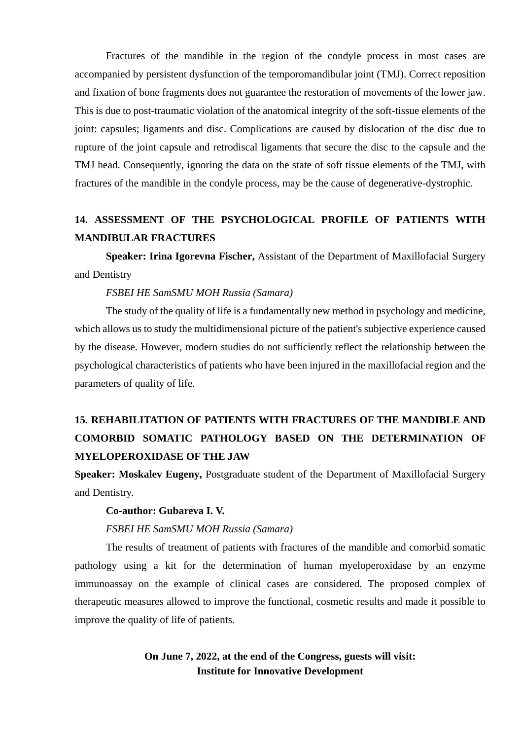Fractures of the mandible in the region of the condyle process in most cases are accompanied by persistent dysfunction of the temporomandibular joint (TMJ). Correct reposition and fixation of bone fragments does not guarantee the restoration of movements of the lower jaw. This is due to post-traumatic violation of the anatomical integrity of the soft-tissue elements of the joint: capsules; ligaments and disc. Complications are caused by dislocation of the disc due to rupture of the joint capsule and retrodiscal ligaments that secure the disc to the capsule and the TMJ head. Consequently, ignoring the data on the state of soft tissue elements of the TMJ, with fractures of the mandible in the condyle process, may be the cause of degenerative-dystrophic.

## 14. ASSESSMENT OF THE PSYCHOLOGICAL PROFILE OF PATIENTS WITH MANDIBULAR FRACTURES

**Speaker: Irina Igorevna Fischer,** Assistant of the Department of Maxillofacial Surgery and Dentistry

*FSBEI HE SamSMU MOH Russia (Samara)*

The study of the quality of life is a fundamentally new method in psychology and medicine, which allows us to study the multidimensional picture of the patient's subjective experience caused by the disease. However, modern studies do not sufficiently reflect the relationship between the psychological characteristics of patients who have been injured in the maxillofacial region and the parameters of quality of life.

## 15. REHABILITATION OF PATIENTS WITH FRACTURES OF THE MANDIBLE AND COMORBID SOMATIC PATHOLOGY BASED ON THE DETERMINATION OF MYELOPEROXIDASE OF THE JAW

**Speaker: Moskalev Eugeny,** Postgraduate student of the Department of Maxillofacial Surgery and Dentistry.

**Co-author: Gubareva I. V.**

*FSBEI HE SamSMU MOH Russia (Samara)*

The results of treatment of patients with fractures of the mandible and comorbid somatic pathology using a kit for the determination of human myeloperoxidase by an enzyme immunoassay on the example of clinical cases are considered. The proposed complex of therapeutic measures allowed to improve the functional, cosmetic results and made it possible to improve the quality of life of patients.

**On June 7, 2022, at the end of the Congress, guests will visit:**
**Institute for Innovative Development**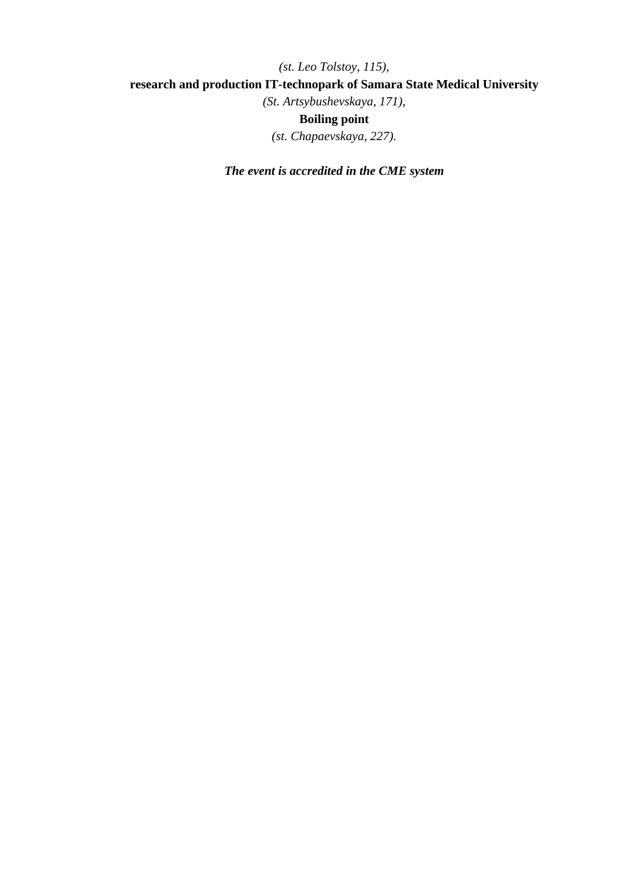*(st. Leo Tolstoy, 115),*

**research and production IT-technopark of Samara State Medical University**

*(St. Artsybushevskaya, 171),*

**Boiling point**

*(st. Chapaevskaya, 227).*

***The event is accredited in the CME system***